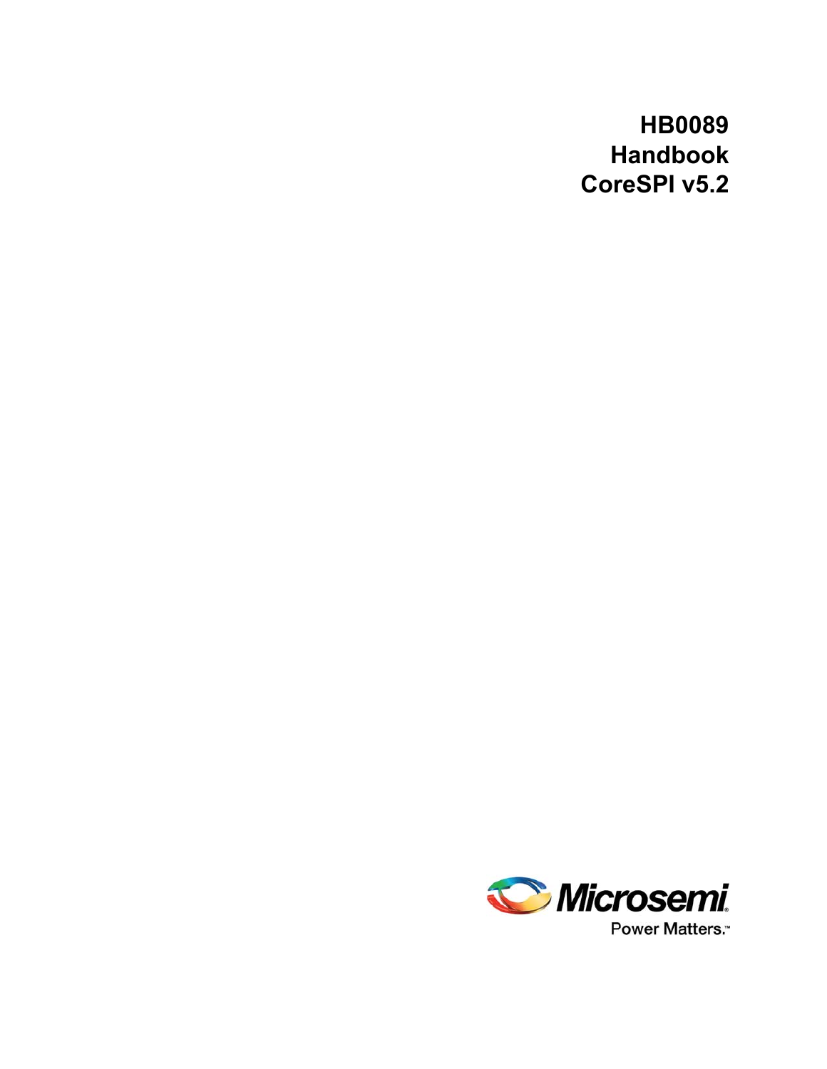# HB0089
# Handbook
# CoreSPI v5.2

Microsemi

Power Matters.™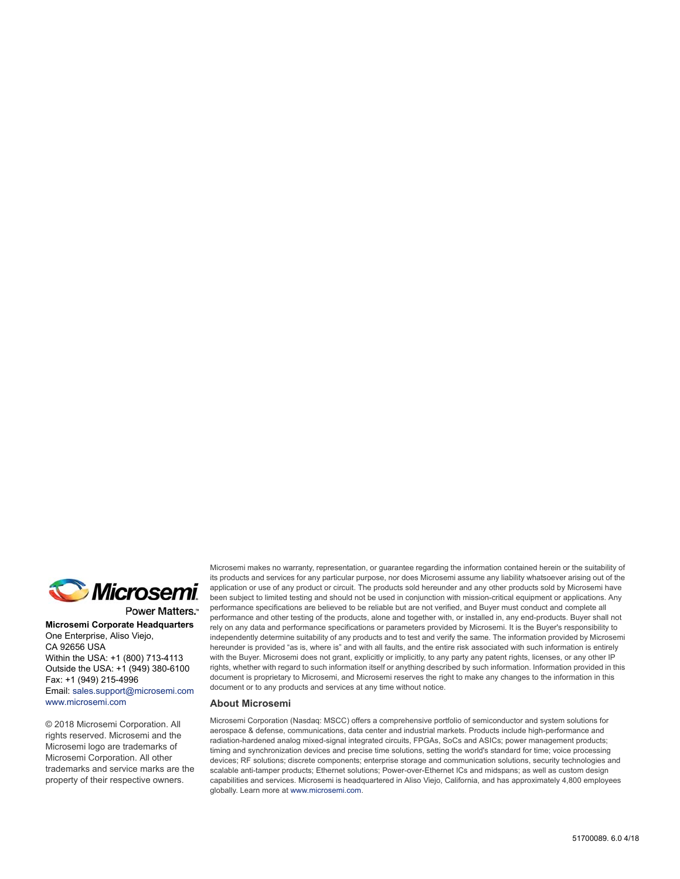Microsemi
Power Matters.™

**Microsemi Corporate Headquarters**
One Enterprise, Aliso Viejo,
CA 92656 USA
Within the USA: +1 (800) 713-4113
Outside the USA: +1 (949) 380-6100
Fax: +1 (949) 215-4996
Email: sales.support@microsemi.com
www.microsemi.com

© 2018 Microsemi Corporation. All rights reserved. Microsemi and the Microsemi logo are trademarks of Microsemi Corporation. All other trademarks and service marks are the property of their respective owners.

Microsemi makes no warranty, representation, or guarantee regarding the information contained herein or the suitability of its products and services for any particular purpose, nor does Microsemi assume any liability whatsoever arising out of the application or use of any product or circuit. The products sold hereunder and any other products sold by Microsemi have been subject to limited testing and should not be used in conjunction with mission-critical equipment or applications. Any performance specifications are believed to be reliable but are not verified, and Buyer must conduct and complete all performance and other testing of the products, alone and together with, or installed in, any end-products. Buyer shall not rely on any data and performance specifications or parameters provided by Microsemi. It is the Buyer's responsibility to independently determine suitability of any products and to test and verify the same. The information provided by Microsemi hereunder is provided "as is, where is" and with all faults, and the entire risk associated with such information is entirely with the Buyer. Microsemi does not grant, explicitly or implicitly, to any party any patent rights, licenses, or any other IP rights, whether with regard to such information itself or anything described by such information. Information provided in this document is proprietary to Microsemi, and Microsemi reserves the right to make any changes to the information in this document or to any products and services at any time without notice.

### About Microsemi

Microsemi Corporation (Nasdaq: MSCC) offers a comprehensive portfolio of semiconductor and system solutions for aerospace & defense, communications, data center and industrial markets. Products include high-performance and radiation-hardened analog mixed-signal integrated circuits, FPGAs, SoCs and ASICs; power management products; timing and synchronization devices and precise time solutions, setting the world's standard for time; voice processing devices; RF solutions; discrete components; enterprise storage and communication solutions, security technologies and scalable anti-tamper products; Ethernet solutions; Power-over-Ethernet ICs and midspans; as well as custom design capabilities and services. Microsemi is headquartered in Aliso Viejo, California, and has approximately 4,800 employees globally. Learn more at www.microsemi.com.

51700089. 6.0 4/18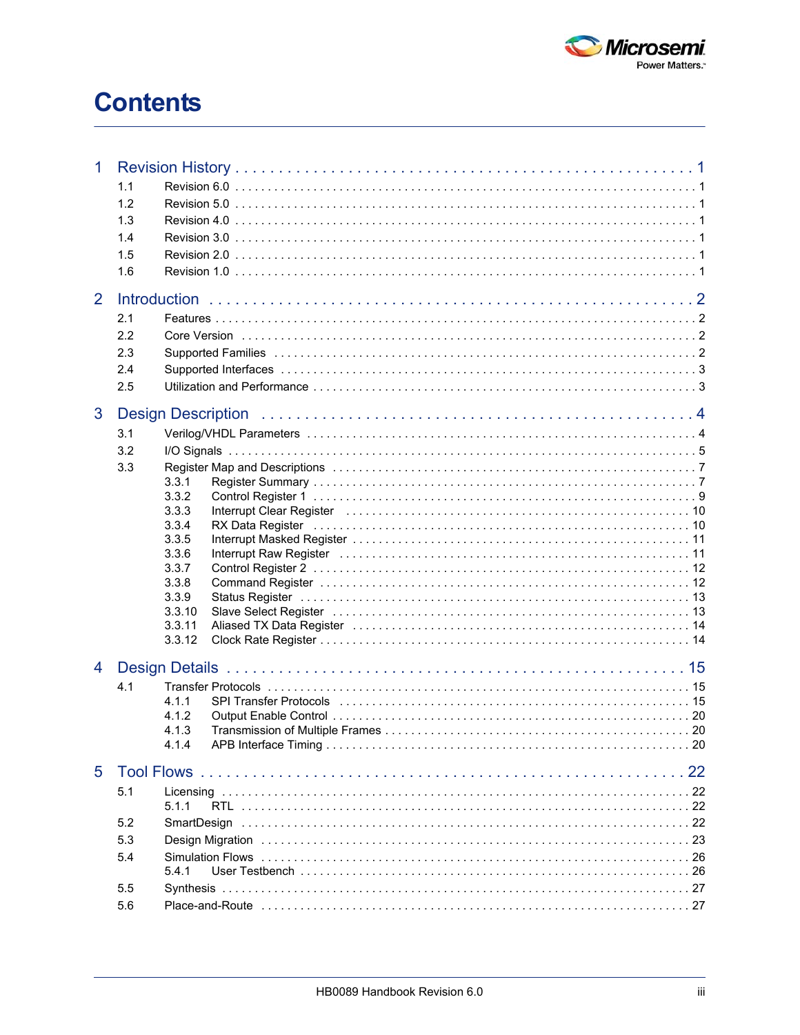# Contents

- 1 Revision History . . . . . . . . . . . . . . . . . . . . . . . . . . . . . . . . . . . . . . . . . . . . . . . . . . 1
  - 1.1 Revision 6.0 . . . . . . . . . . . . . . . . . . . . . . . . . . . . . . . . . . . . . . . . . . . . . . . . . . 1
  - 1.2 Revision 5.0 . . . . . . . . . . . . . . . . . . . . . . . . . . . . . . . . . . . . . . . . . . . . . . . . . . 1
  - 1.3 Revision 4.0 . . . . . . . . . . . . . . . . . . . . . . . . . . . . . . . . . . . . . . . . . . . . . . . . . . 1
  - 1.4 Revision 3.0 . . . . . . . . . . . . . . . . . . . . . . . . . . . . . . . . . . . . . . . . . . . . . . . . . . 1
  - 1.5 Revision 2.0 . . . . . . . . . . . . . . . . . . . . . . . . . . . . . . . . . . . . . . . . . . . . . . . . . . 1
  - 1.6 Revision 1.0 . . . . . . . . . . . . . . . . . . . . . . . . . . . . . . . . . . . . . . . . . . . . . . . . . . 1
- 2 Introduction . . . . . . . . . . . . . . . . . . . . . . . . . . . . . . . . . . . . . . . . . . . . . . . . . . 2
  - 2.1 Features . . . . . . . . . . . . . . . . . . . . . . . . . . . . . . . . . . . . . . . . . . . . . . . . . . 2
  - 2.2 Core Version . . . . . . . . . . . . . . . . . . . . . . . . . . . . . . . . . . . . . . . . . . . . . . . . . . 2
  - 2.3 Supported Families . . . . . . . . . . . . . . . . . . . . . . . . . . . . . . . . . . . . . . . . . . . . . . . . . . 2
  - 2.4 Supported Interfaces . . . . . . . . . . . . . . . . . . . . . . . . . . . . . . . . . . . . . . . . . . . . . . . . . . 3
  - 2.5 Utilization and Performance . . . . . . . . . . . . . . . . . . . . . . . . . . . . . . . . . . . . . . . . . . . . . . . . . . 3
- 3 Design Description . . . . . . . . . . . . . . . . . . . . . . . . . . . . . . . . . . . . . . . . . . . . . . . . . . 4
  - 3.1 Verilog/VHDL Parameters . . . . . . . . . . . . . . . . . . . . . . . . . . . . . . . . . . . . . . . . . . . . . . . . . . 4
  - 3.2 I/O Signals . . . . . . . . . . . . . . . . . . . . . . . . . . . . . . . . . . . . . . . . . . . . . . . . . . 5
  - 3.3 Register Map and Descriptions . . . . . . . . . . . . . . . . . . . . . . . . . . . . . . . . . . . . . . . . . . . . . . . . . . 7
    - 3.3.1 Register Summary . . . . . . . . . . . . . . . . . . . . . . . . . . . . . . . . . . . . . . . . . . . . . . . . . . 7
    - 3.3.2 Control Register 1 . . . . . . . . . . . . . . . . . . . . . . . . . . . . . . . . . . . . . . . . . . . . . . . . . . 9
    - 3.3.3 Interrupt Clear Register . . . . . . . . . . . . . . . . . . . . . . . . . . . . . . . . . . . . . . . . . . . . . . . . . . 10
    - 3.3.4 RX Data Register . . . . . . . . . . . . . . . . . . . . . . . . . . . . . . . . . . . . . . . . . . . . . . . . . . 10
    - 3.3.5 Interrupt Masked Register . . . . . . . . . . . . . . . . . . . . . . . . . . . . . . . . . . . . . . . . . . . . . . . . . . 11
    - 3.3.6 Interrupt Raw Register . . . . . . . . . . . . . . . . . . . . . . . . . . . . . . . . . . . . . . . . . . . . . . . . . . 11
    - 3.3.7 Control Register 2 . . . . . . . . . . . . . . . . . . . . . . . . . . . . . . . . . . . . . . . . . . . . . . . . . . 12
    - 3.3.8 Command Register . . . . . . . . . . . . . . . . . . . . . . . . . . . . . . . . . . . . . . . . . . . . . . . . . . 12
    - 3.3.9 Status Register . . . . . . . . . . . . . . . . . . . . . . . . . . . . . . . . . . . . . . . . . . . . . . . . . . 13
    - 3.3.10 Slave Select Register . . . . . . . . . . . . . . . . . . . . . . . . . . . . . . . . . . . . . . . . . . . . . . . . . . 13
    - 3.3.11 Aliased TX Data Register . . . . . . . . . . . . . . . . . . . . . . . . . . . . . . . . . . . . . . . . . . . . . . . . . . 14
    - 3.3.12 Clock Rate Register . . . . . . . . . . . . . . . . . . . . . . . . . . . . . . . . . . . . . . . . . . . . . . . . . . 14
- 4 Design Details . . . . . . . . . . . . . . . . . . . . . . . . . . . . . . . . . . . . . . . . . . . . . . . . . . 15
  - 4.1 Transfer Protocols . . . . . . . . . . . . . . . . . . . . . . . . . . . . . . . . . . . . . . . . . . . . . . . . . . 15
    - 4.1.1 SPI Transfer Protocols . . . . . . . . . . . . . . . . . . . . . . . . . . . . . . . . . . . . . . . . . . . . . . . . . . 15
    - 4.1.2 Output Enable Control . . . . . . . . . . . . . . . . . . . . . . . . . . . . . . . . . . . . . . . . . . . . . . . . . . 20
    - 4.1.3 Transmission of Multiple Frames . . . . . . . . . . . . . . . . . . . . . . . . . . . . . . . . . . . . . . . . . . . . . . . . . . 20
    - 4.1.4 APB Interface Timing . . . . . . . . . . . . . . . . . . . . . . . . . . . . . . . . . . . . . . . . . . . . . . . . . . 20
- 5 Tool Flows . . . . . . . . . . . . . . . . . . . . . . . . . . . . . . . . . . . . . . . . . . . . . . . . . . 22
  - 5.1 Licensing . . . . . . . . . . . . . . . . . . . . . . . . . . . . . . . . . . . . . . . . . . . . . . . . . . 22
    - 5.1.1 RTL . . . . . . . . . . . . . . . . . . . . . . . . . . . . . . . . . . . . . . . . . . . . . . . . . . 22
  - 5.2 SmartDesign . . . . . . . . . . . . . . . . . . . . . . . . . . . . . . . . . . . . . . . . . . . . . . . . . . 22
  - 5.3 Design Migration . . . . . . . . . . . . . . . . . . . . . . . . . . . . . . . . . . . . . . . . . . . . . . . . . . 23
  - 5.4 Simulation Flows . . . . . . . . . . . . . . . . . . . . . . . . . . . . . . . . . . . . . . . . . . . . . . . . . . 26
    - 5.4.1 User Testbench . . . . . . . . . . . . . . . . . . . . . . . . . . . . . . . . . . . . . . . . . . . . . . . . . . 26
  - 5.5 Synthesis . . . . . . . . . . . . . . . . . . . . . . . . . . . . . . . . . . . . . . . . . . . . . . . . . . 27
  - 5.6 Place-and-Route . . . . . . . . . . . . . . . . . . . . . . . . . . . . . . . . . . . . . . . . . . . . . . . . . . 27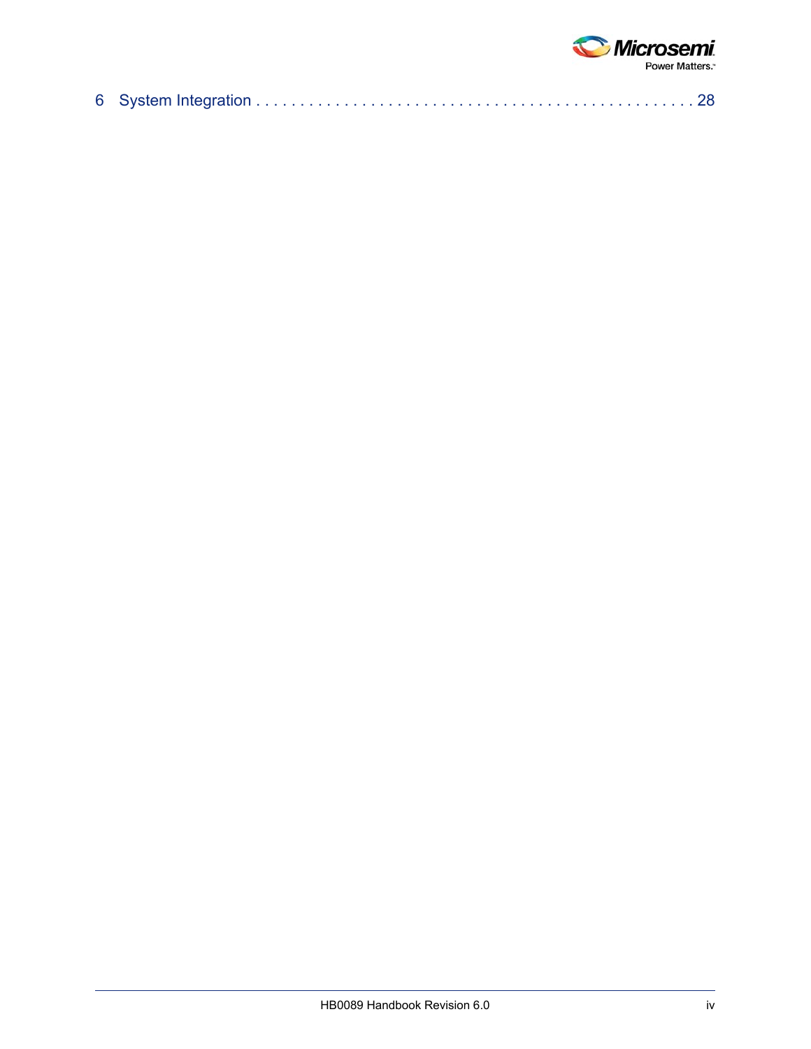6 System Integration . . . . . . . . . . . . . . . . . . . . . . . . . . . . . . . . . . . . . . . . . . . . . . 28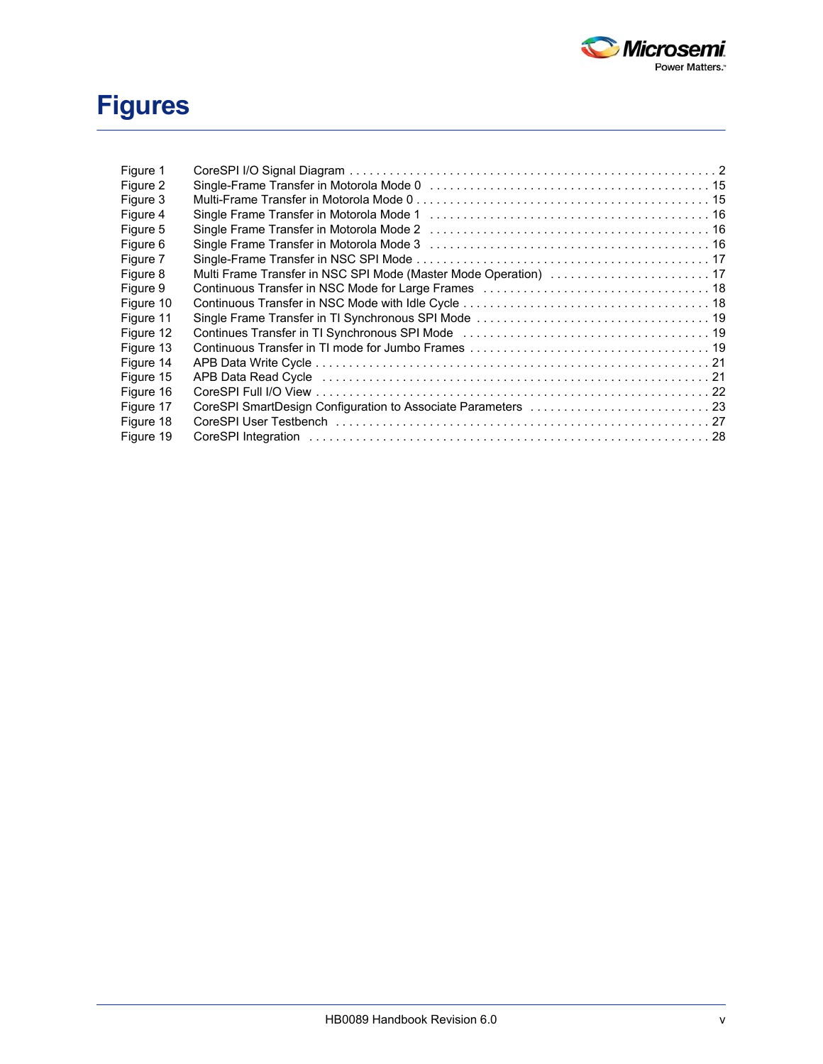# Figures

| | | |
|---|---|---|
| Figure 1 | CoreSPI I/O Signal Diagram | 2 |
| Figure 2 | Single-Frame Transfer in Motorola Mode 0 | 15 |
| Figure 3 | Multi-Frame Transfer in Motorola Mode 0 | 15 |
| Figure 4 | Single Frame Transfer in Motorola Mode 1 | 16 |
| Figure 5 | Single Frame Transfer in Motorola Mode 2 | 16 |
| Figure 6 | Single Frame Transfer in Motorola Mode 3 | 16 |
| Figure 7 | Single-Frame Transfer in NSC SPI Mode | 17 |
| Figure 8 | Multi Frame Transfer in NSC SPI Mode (Master Mode Operation) | 17 |
| Figure 9 | Continuous Transfer in NSC Mode for Large Frames | 18 |
| Figure 10 | Continuous Transfer in NSC Mode with Idle Cycle | 18 |
| Figure 11 | Single Frame Transfer in TI Synchronous SPI Mode | 19 |
| Figure 12 | Continues Transfer in TI Synchronous SPI Mode | 19 |
| Figure 13 | Continuous Transfer in TI mode for Jumbo Frames | 19 |
| Figure 14 | APB Data Write Cycle | 21 |
| Figure 15 | APB Data Read Cycle | 21 |
| Figure 16 | CoreSPI Full I/O View | 22 |
| Figure 17 | CoreSPI SmartDesign Configuration to Associate Parameters | 23 |
| Figure 18 | CoreSPI User Testbench | 27 |
| Figure 19 | CoreSPI Integration | 28 |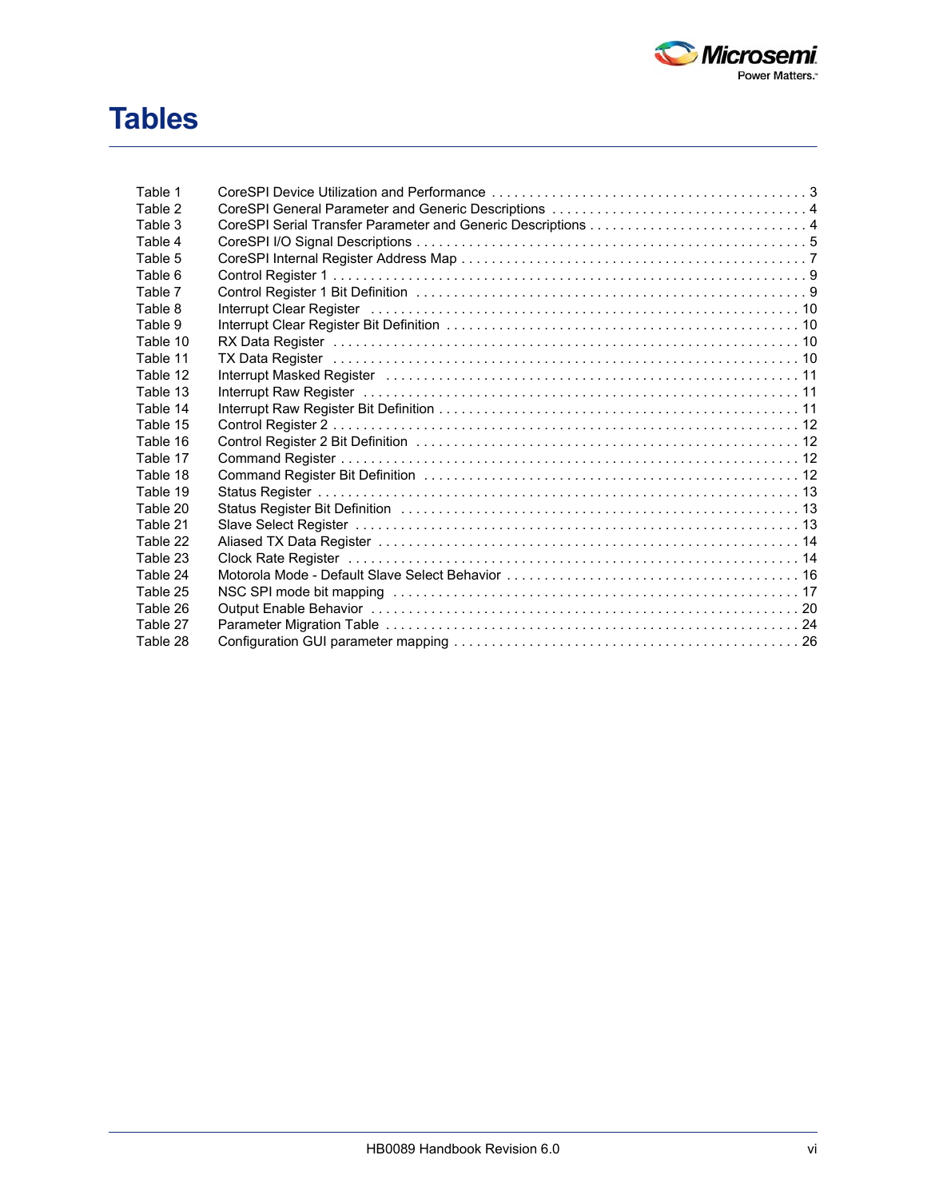# Tables

| | | |
|---|---|---|
| Table 1 | CoreSPI Device Utilization and Performance | 3 |
| Table 2 | CoreSPI General Parameter and Generic Descriptions | 4 |
| Table 3 | CoreSPI Serial Transfer Parameter and Generic Descriptions | 4 |
| Table 4 | CoreSPI I/O Signal Descriptions | 5 |
| Table 5 | CoreSPI Internal Register Address Map | 7 |
| Table 6 | Control Register 1 | 9 |
| Table 7 | Control Register 1 Bit Definition | 9 |
| Table 8 | Interrupt Clear Register | 10 |
| Table 9 | Interrupt Clear Register Bit Definition | 10 |
| Table 10 | RX Data Register | 10 |
| Table 11 | TX Data Register | 10 |
| Table 12 | Interrupt Masked Register | 11 |
| Table 13 | Interrupt Raw Register | 11 |
| Table 14 | Interrupt Raw Register Bit Definition | 11 |
| Table 15 | Control Register 2 | 12 |
| Table 16 | Control Register 2 Bit Definition | 12 |
| Table 17 | Command Register | 12 |
| Table 18 | Command Register Bit Definition | 12 |
| Table 19 | Status Register | 13 |
| Table 20 | Status Register Bit Definition | 13 |
| Table 21 | Slave Select Register | 13 |
| Table 22 | Aliased TX Data Register | 14 |
| Table 23 | Clock Rate Register | 14 |
| Table 24 | Motorola Mode - Default Slave Select Behavior | 16 |
| Table 25 | NSC SPI mode bit mapping | 17 |
| Table 26 | Output Enable Behavior | 20 |
| Table 27 | Parameter Migration Table | 24 |
| Table 28 | Configuration GUI parameter mapping | 26 |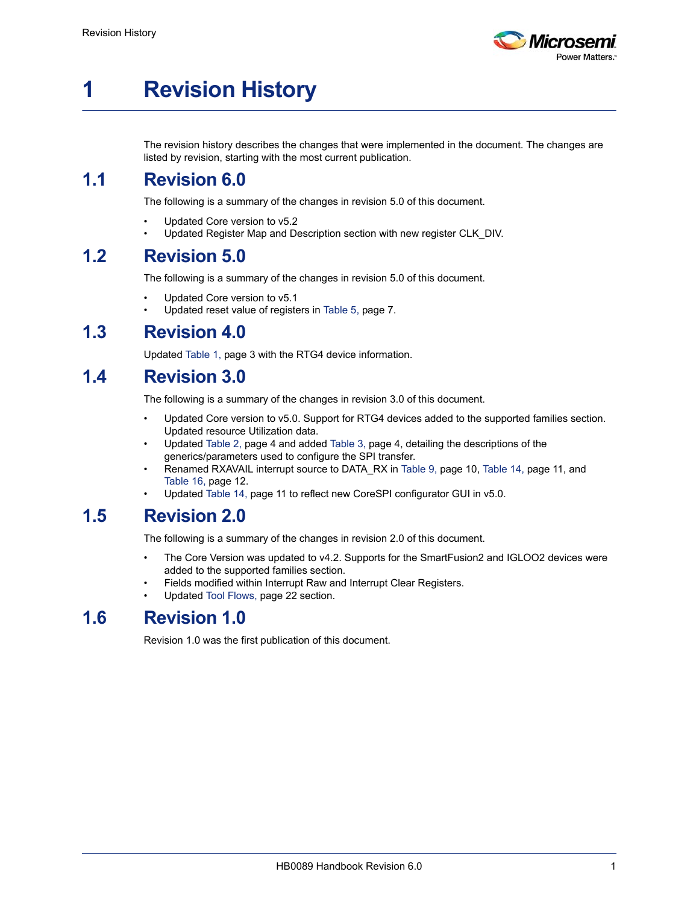# 1 Revision History

The revision history describes the changes that were implemented in the document. The changes are listed by revision, starting with the most current publication.

## 1.1 Revision 6.0

The following is a summary of the changes in revision 5.0 of this document.

- Updated Core version to v5.2
- Updated Register Map and Description section with new register CLK_DIV.

## 1.2 Revision 5.0

The following is a summary of the changes in revision 5.0 of this document.

- Updated Core version to v5.1
- Updated reset value of registers in Table 5, page 7.

## 1.3 Revision 4.0

Updated Table 1, page 3 with the RTG4 device information.

## 1.4 Revision 3.0

The following is a summary of the changes in revision 3.0 of this document.

- Updated Core version to v5.0. Support for RTG4 devices added to the supported families section. Updated resource Utilization data.
- Updated Table 2, page 4 and added Table 3, page 4, detailing the descriptions of the generics/parameters used to configure the SPI transfer.
- Renamed RXAVAIL interrupt source to DATA_RX in Table 9, page 10, Table 14, page 11, and Table 16, page 12.
- Updated Table 14, page 11 to reflect new CoreSPI configurator GUI in v5.0.

## 1.5 Revision 2.0

The following is a summary of the changes in revision 2.0 of this document.

- The Core Version was updated to v4.2. Supports for the SmartFusion2 and IGLOO2 devices were added to the supported families section.
- Fields modified within Interrupt Raw and Interrupt Clear Registers.
- Updated Tool Flows, page 22 section.

## 1.6 Revision 1.0

Revision 1.0 was the first publication of this document.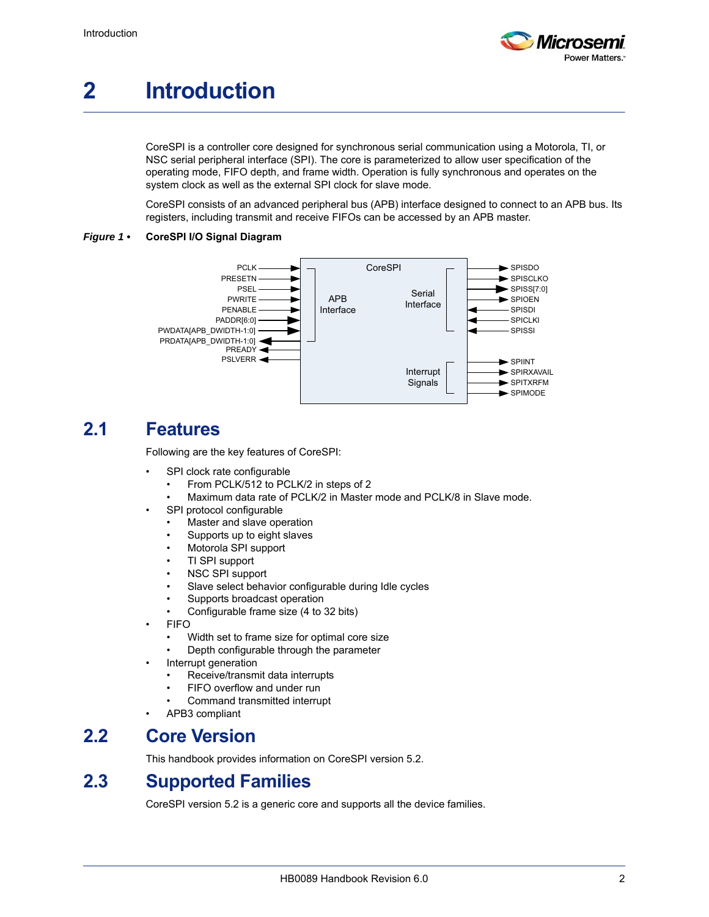# 2 Introduction

CoreSPI is a controller core designed for synchronous serial communication using a Motorola, TI, or NSC serial peripheral interface (SPI). The core is parameterized to allow user specification of the operating mode, FIFO depth, and frame width. Operation is fully synchronous and operates on the system clock as well as the external SPI clock for slave mode.

CoreSPI consists of an advanced peripheral bus (APB) interface designed to connect to an APB bus. Its registers, including transmit and receive FIFOs can be accessed by an APB master.

***Figure 1 •*** **CoreSPI I/O Signal Diagram**

## 2.1 Features

Following are the key features of CoreSPI:

- SPI clock rate configurable
  - From PCLK/512 to PCLK/2 in steps of 2
  - Maximum data rate of PCLK/2 in Master mode and PCLK/8 in Slave mode.
- SPI protocol configurable
  - Master and slave operation
  - Supports up to eight slaves
  - Motorola SPI support
  - TI SPI support
  - NSC SPI support
  - Slave select behavior configurable during Idle cycles
  - Supports broadcast operation
  - Configurable frame size (4 to 32 bits)
- FIFO
  - Width set to frame size for optimal core size
  - Depth configurable through the parameter
- Interrupt generation
  - Receive/transmit data interrupts
  - FIFO overflow and under run
  - Command transmitted interrupt
- APB3 compliant

## 2.2 Core Version

This handbook provides information on CoreSPI version 5.2.

## 2.3 Supported Families

CoreSPI version 5.2 is a generic core and supports all the device families.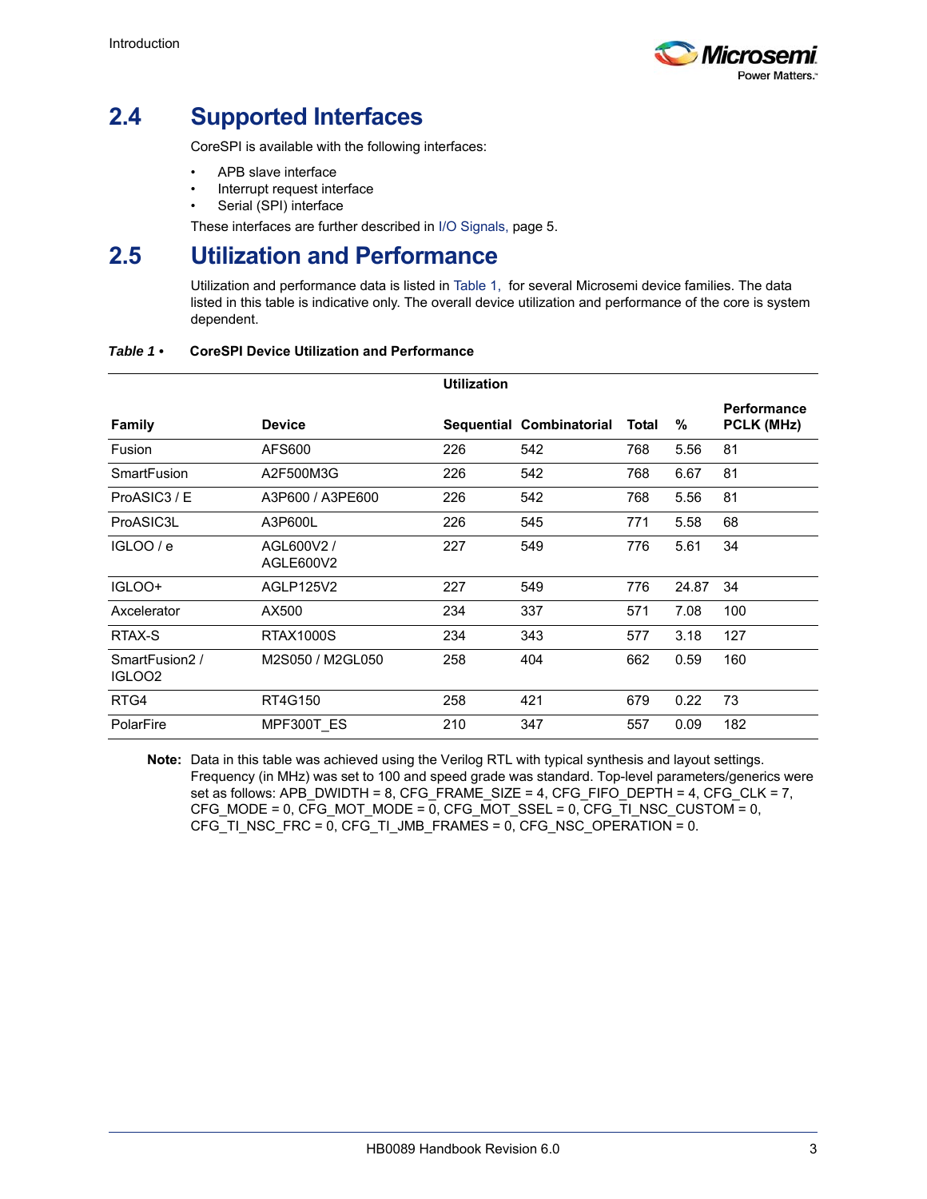## 2.4 Supported Interfaces

CoreSPI is available with the following interfaces:

- APB slave interface
- Interrupt request interface
- Serial (SPI) interface

These interfaces are further described in I/O Signals, page 5.

## 2.5 Utilization and Performance

Utilization and performance data is listed in Table 1, for several Microsemi device families. The data listed in this table is indicative only. The overall device utilization and performance of the core is system dependent.

***Table 1 •*** **CoreSPI Device Utilization and Performance**

| | | Utilization | | | | |
|---|---|---|---|---|---|---|
| **Family** | **Device** | **Sequential** | **Combinatorial** | **Total** | **%** | **Performance PCLK (MHz)** |
| Fusion | AFS600 | 226 | 542 | 768 | 5.56 | 81 |
| SmartFusion | A2F500M3G | 226 | 542 | 768 | 6.67 | 81 |
| ProASIC3 / E | A3P600 / A3PE600 | 226 | 542 | 768 | 5.56 | 81 |
| ProASIC3L | A3P600L | 226 | 545 | 771 | 5.58 | 68 |
| IGLOO / e | AGL600V2 / AGLE600V2 | 227 | 549 | 776 | 5.61 | 34 |
| IGLOO+ | AGLP125V2 | 227 | 549 | 776 | 24.87 | 34 |
| Axcelerator | AX500 | 234 | 337 | 571 | 7.08 | 100 |
| RTAX-S | RTAX1000S | 234 | 343 | 577 | 3.18 | 127 |
| SmartFusion2 / IGLOO2 | M2S050 / M2GL050 | 258 | 404 | 662 | 0.59 | 160 |
| RTG4 | RT4G150 | 258 | 421 | 679 | 0.22 | 73 |
| PolarFire | MPF300T_ES | 210 | 347 | 557 | 0.09 | 182 |

**Note:** Data in this table was achieved using the Verilog RTL with typical synthesis and layout settings. Frequency (in MHz) was set to 100 and speed grade was standard. Top-level parameters/generics were set as follows: APB_DWIDTH = 8, CFG_FRAME_SIZE = 4, CFG_FIFO_DEPTH = 4, CFG_CLK = 7, CFG_MODE = 0, CFG_MOT_MODE = 0, CFG_MOT_SSEL = 0, CFG_TI_NSC_CUSTOM = 0, CFG_TI_NSC_FRC = 0, CFG_TI_JMB_FRAMES = 0, CFG_NSC_OPERATION = 0.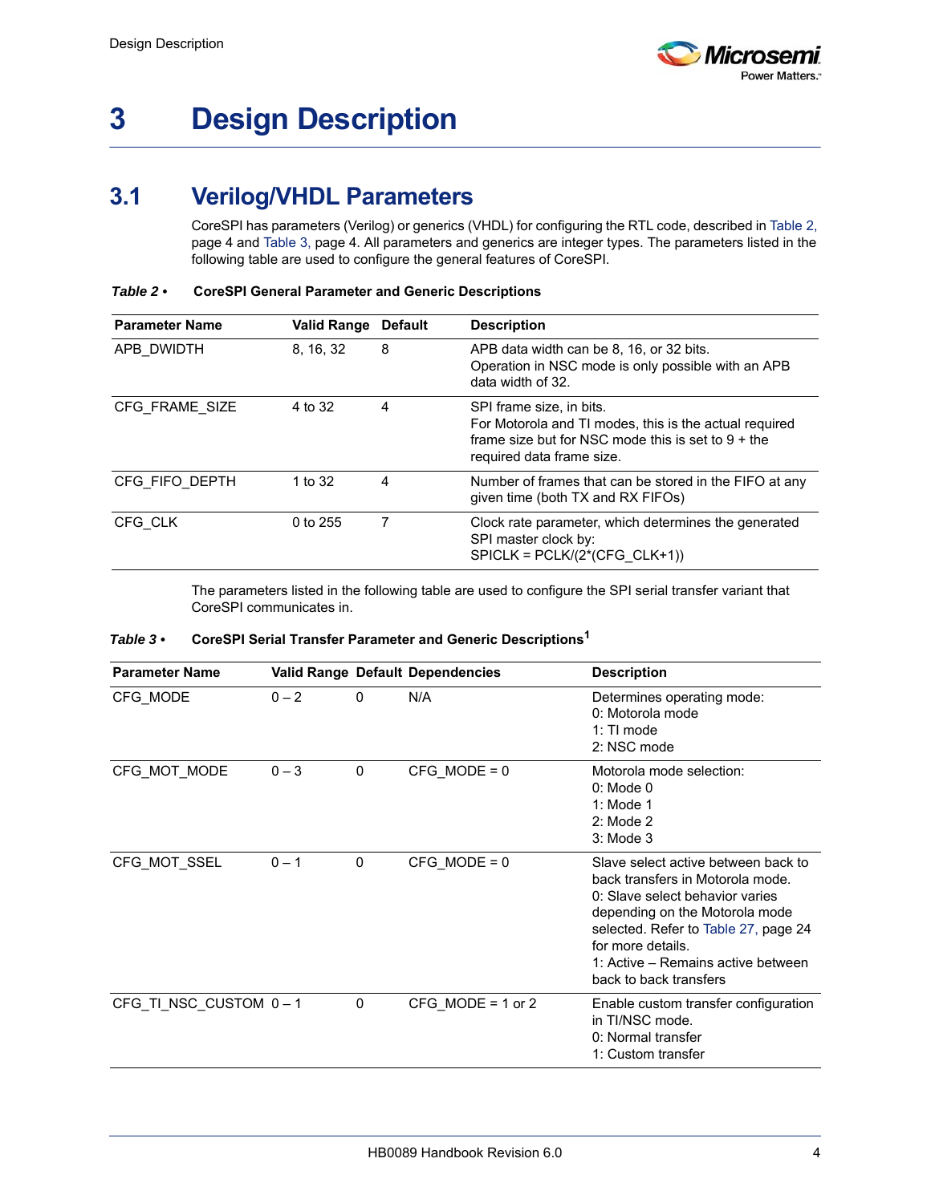# 3 Design Description

## 3.1 Verilog/VHDL Parameters

CoreSPI has parameters (Verilog) or generics (VHDL) for configuring the RTL code, described in Table 2, page 4 and Table 3, page 4. All parameters and generics are integer types. The parameters listed in the following table are used to configure the general features of CoreSPI.

*Table 2 •* **CoreSPI General Parameter and Generic Descriptions**

| Parameter Name | Valid Range | Default | Description |
|---|---|---|---|
| APB_DWIDTH | 8, 16, 32 | 8 | APB data width can be 8, 16, or 32 bits.<br>Operation in NSC mode is only possible with an APB data width of 32. |
| CFG_FRAME_SIZE | 4 to 32 | 4 | SPI frame size, in bits.<br>For Motorola and TI modes, this is the actual required frame size but for NSC mode this is set to 9 + the required data frame size. |
| CFG_FIFO_DEPTH | 1 to 32 | 4 | Number of frames that can be stored in the FIFO at any given time (both TX and RX FIFOs) |
| CFG_CLK | 0 to 255 | 7 | Clock rate parameter, which determines the generated SPI master clock by:<br>SPICLK = PCLK/(2*(CFG_CLK+1)) |

The parameters listed in the following table are used to configure the SPI serial transfer variant that CoreSPI communicates in.

*Table 3 •* **CoreSPI Serial Transfer Parameter and Generic Descriptions**[1]

| Parameter Name | Valid Range | Default | Dependencies | Description |
|---|---|---|---|---|
| CFG_MODE | 0 – 2 | 0 | N/A | Determines operating mode:<br>0: Motorola mode<br>1: TI mode<br>2: NSC mode |
| CFG_MOT_MODE | 0 – 3 | 0 | CFG_MODE = 0 | Motorola mode selection:<br>0: Mode 0<br>1: Mode 1<br>2: Mode 2<br>3: Mode 3 |
| CFG_MOT_SSEL | 0 – 1 | 0 | CFG_MODE = 0 | Slave select active between back to back transfers in Motorola mode.<br>0: Slave select behavior varies depending on the Motorola mode selected. Refer to Table 27, page 24 for more details.<br>1: Active – Remains active between back to back transfers |
| CFG_TI_NSC_CUSTOM | 0 – 1 | 0 | CFG_MODE = 1 or 2 | Enable custom transfer configuration in TI/NSC mode.<br>0: Normal transfer<br>1: Custom transfer |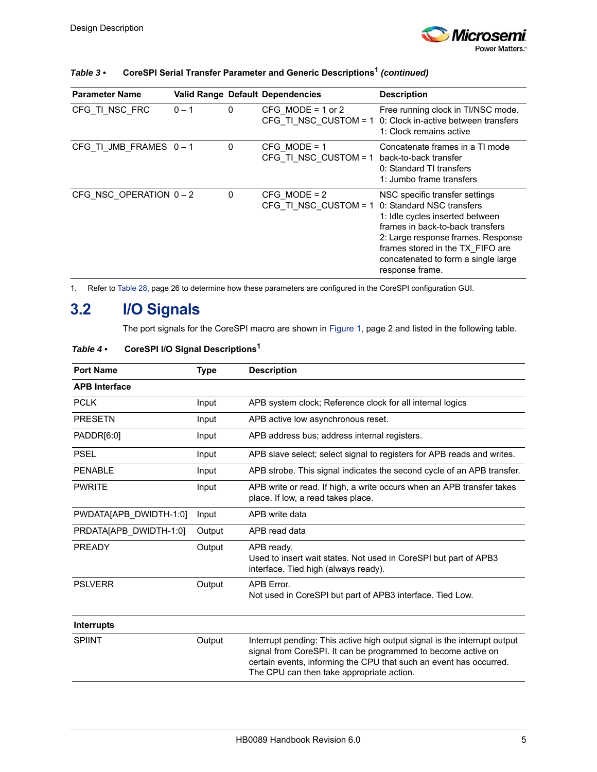Table 3 • CoreSPI Serial Transfer Parameter and Generic Descriptions[1] *(continued)*

| Parameter Name | Valid Range | Default | Dependencies | Description |
|---|---|---|---|---|
| CFG_TI_NSC_FRC | 0 – 1 | 0 | CFG_MODE = 1 or 2<br>CFG_TI_NSC_CUSTOM = 1 | Free running clock in TI/NSC mode.<br>0: Clock in-active between transfers<br>1: Clock remains active |
| CFG_TI_JMB_FRAMES | 0 – 1 | 0 | CFG_MODE = 1<br>CFG_TI_NSC_CUSTOM = 1 | Concatenate frames in a TI mode back-to-back transfer<br>0: Standard TI transfers<br>1: Jumbo frame transfers |
| CFG_NSC_OPERATION | 0 – 2 | 0 | CFG_MODE = 2<br>CFG_TI_NSC_CUSTOM = 1 | NSC specific transfer settings<br>0: Standard NSC transfers<br>1: Idle cycles inserted between frames in back-to-back transfers<br>2: Large response frames. Response frames stored in the TX_FIFO are concatenated to form a single large response frame. |

1. Refer to Table 28, page 26 to determine how these parameters are configured in the CoreSPI configuration GUI.

## 3.2 I/O Signals

The port signals for the CoreSPI macro are shown in Figure 1, page 2 and listed in the following table.

Table 4 • CoreSPI I/O Signal Descriptions[1]

| Port Name | Type | Description |
|---|---|---|
| **APB Interface** | | |
| PCLK | Input | APB system clock; Reference clock for all internal logics |
| PRESETN | Input | APB active low asynchronous reset. |
| PADDR[6:0] | Input | APB address bus; address internal registers. |
| PSEL | Input | APB slave select; select signal to registers for APB reads and writes. |
| PENABLE | Input | APB strobe. This signal indicates the second cycle of an APB transfer. |
| PWRITE | Input | APB write or read. If high, a write occurs when an APB transfer takes place. If low, a read takes place. |
| PWDATA[APB_DWIDTH-1:0] | Input | APB write data |
| PRDATA[APB_DWIDTH-1:0] | Output | APB read data |
| PREADY | Output | APB ready.<br>Used to insert wait states. Not used in CoreSPI but part of APB3 interface. Tied high (always ready). |
| PSLVERR | Output | APB Error.<br>Not used in CoreSPI but part of APB3 interface. Tied Low. |
| **Interrupts** | | |
| SPIINT | Output | Interrupt pending: This active high output signal is the interrupt output signal from CoreSPI. It can be programmed to become active on certain events, informing the CPU that such an event has occurred. The CPU can then take appropriate action. |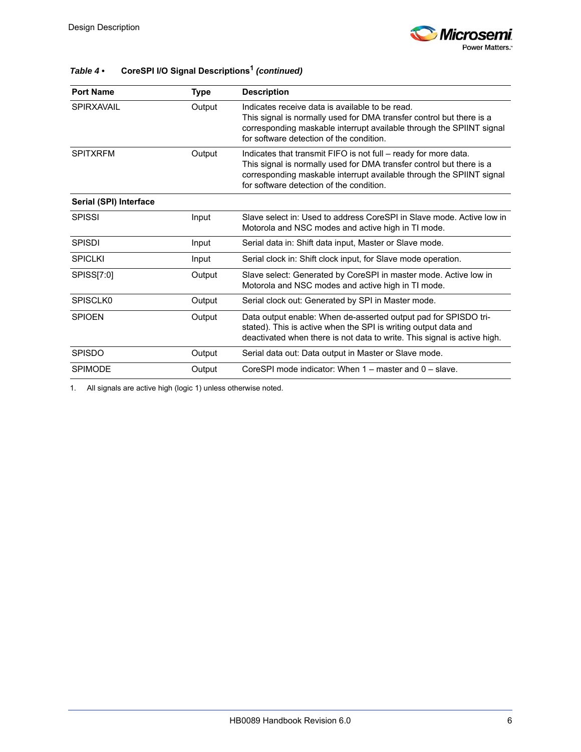*Table 4 •* **CoreSPI I/O Signal Descriptions[1]** ***(continued)***

| Port Name | Type | Description |
|---|---|---|
| SPIRXAVAIL | Output | Indicates receive data is available to be read.<br>This signal is normally used for DMA transfer control but there is a corresponding maskable interrupt available through the SPIINT signal for software detection of the condition. |
| SPITXRFM | Output | Indicates that transmit FIFO is not full – ready for more data.<br>This signal is normally used for DMA transfer control but there is a corresponding maskable interrupt available through the SPIINT signal for software detection of the condition. |
| **Serial (SPI) Interface** | | |
| SPISSI | Input | Slave select in: Used to address CoreSPI in Slave mode. Active low in Motorola and NSC modes and active high in TI mode. |
| SPISDI | Input | Serial data in: Shift data input, Master or Slave mode. |
| SPICLKI | Input | Serial clock in: Shift clock input, for Slave mode operation. |
| SPISS[7:0] | Output | Slave select: Generated by CoreSPI in master mode. Active low in Motorola and NSC modes and active high in TI mode. |
| SPISCLK0 | Output | Serial clock out: Generated by SPI in Master mode. |
| SPIOEN | Output | Data output enable: When de-asserted output pad for SPISDO tri-stated). This is active when the SPI is writing output data and deactivated when there is not data to write. This signal is active high. |
| SPISDO | Output | Serial data out: Data output in Master or Slave mode. |
| SPIMODE | Output | CoreSPI mode indicator: When 1 – master and 0 – slave. |

1. All signals are active high (logic 1) unless otherwise noted.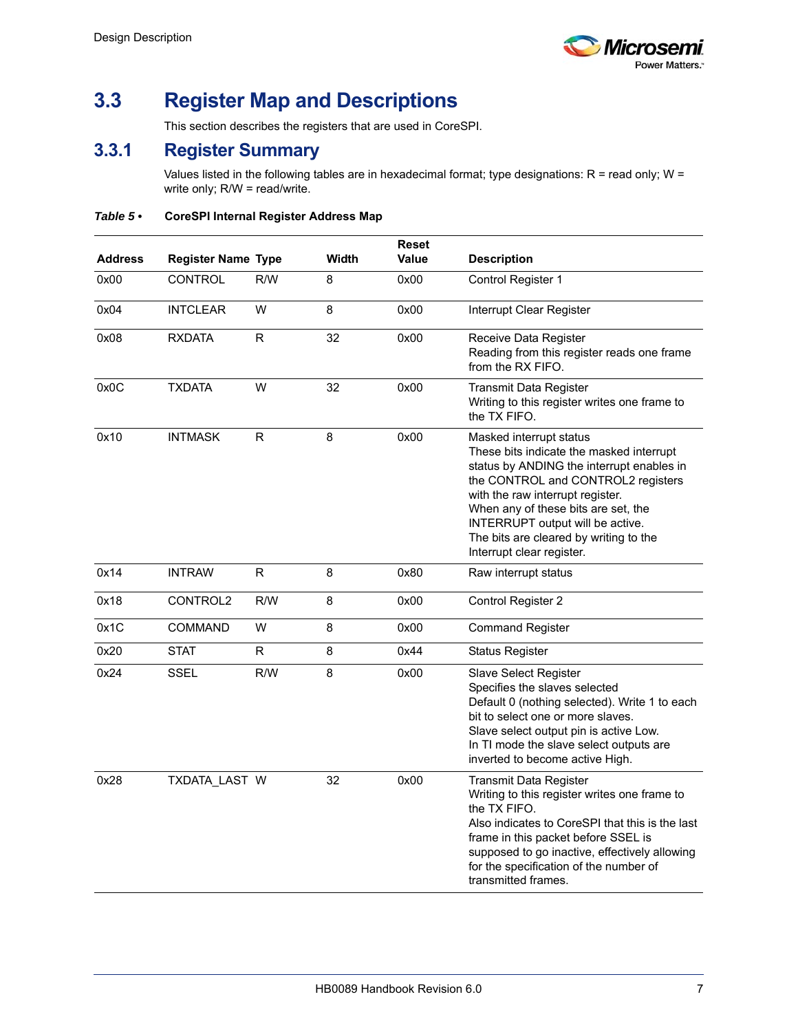## 3.3 Register Map and Descriptions

This section describes the registers that are used in CoreSPI.

### 3.3.1 Register Summary

Values listed in the following tables are in hexadecimal format; type designations: R = read only; W = write only; R/W = read/write.

*Table 5 •* **CoreSPI Internal Register Address Map**

| Address | Register Name | Type | Width | Reset Value | Description |
|---|---|---|---|---|---|
| 0x00 | CONTROL | R/W | 8 | 0x00 | Control Register 1 |
| 0x04 | INTCLEAR | W | 8 | 0x00 | Interrupt Clear Register |
| 0x08 | RXDATA | R | 32 | 0x00 | Receive Data Register<br>Reading from this register reads one frame from the RX FIFO. |
| 0x0C | TXDATA | W | 32 | 0x00 | Transmit Data Register<br>Writing to this register writes one frame to the TX FIFO. |
| 0x10 | INTMASK | R | 8 | 0x00 | Masked interrupt status<br>These bits indicate the masked interrupt status by ANDING the interrupt enables in the CONTROL and CONTROL2 registers with the raw interrupt register.<br>When any of these bits are set, the INTERRUPT output will be active.<br>The bits are cleared by writing to the Interrupt clear register. |
| 0x14 | INTRAW | R | 8 | 0x80 | Raw interrupt status |
| 0x18 | CONTROL2 | R/W | 8 | 0x00 | Control Register 2 |
| 0x1C | COMMAND | W | 8 | 0x00 | Command Register |
| 0x20 | STAT | R | 8 | 0x44 | Status Register |
| 0x24 | SSEL | R/W | 8 | 0x00 | Slave Select Register<br>Specifies the slaves selected<br>Default 0 (nothing selected). Write 1 to each bit to select one or more slaves.<br>Slave select output pin is active Low.<br>In TI mode the slave select outputs are inverted to become active High. |
| 0x28 | TXDATA_LAST | W | 32 | 0x00 | Transmit Data Register<br>Writing to this register writes one frame to the TX FIFO.<br>Also indicates to CoreSPI that this is the last frame in this packet before SSEL is supposed to go inactive, effectively allowing for the specification of the number of transmitted frames. |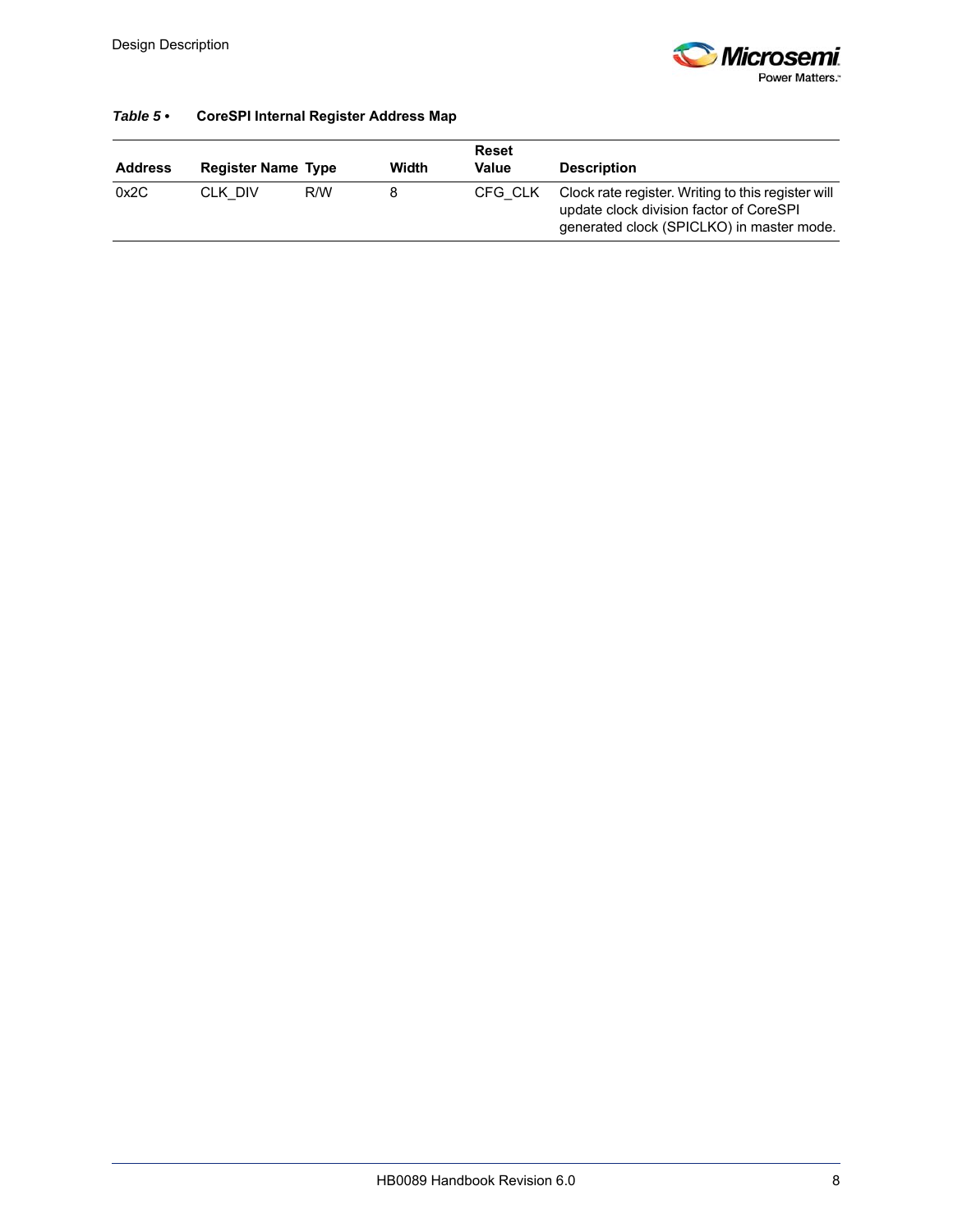*Table 5 •* **CoreSPI Internal Register Address Map**

| Address | Register Name | Type | Width | Reset Value | Description |
|---|---|---|---|---|---|
| 0x2C | CLK_DIV | R/W | 8 | CFG_CLK | Clock rate register. Writing to this register will update clock division factor of CoreSPI generated clock (SPICLKO) in master mode. |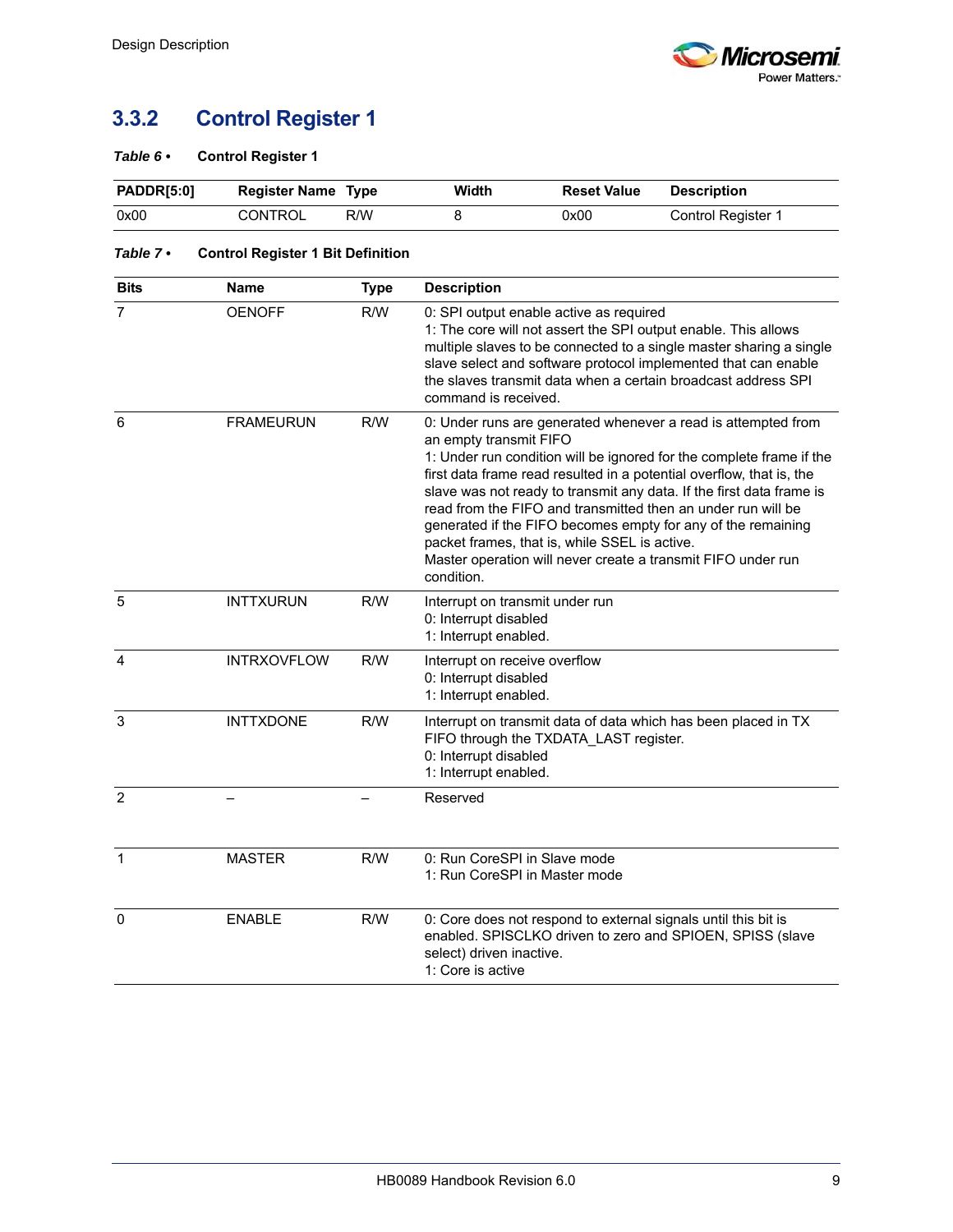## 3.3.2 Control Register 1

*Table 6 •* **Control Register 1**

| PADDR[5:0] | Register Name | Type | Width | Reset Value | Description |
|---|---|---|---|---|---|
| 0x00 | CONTROL | R/W | 8 | 0x00 | Control Register 1 |

*Table 7 •* **Control Register 1 Bit Definition**

| Bits | Name | Type | Description |
|---|---|---|---|
| 7 | OENOFF | R/W | 0: SPI output enable active as required<br>1: The core will not assert the SPI output enable. This allows multiple slaves to be connected to a single master sharing a single slave select and software protocol implemented that can enable the slaves transmit data when a certain broadcast address SPI command is received. |
| 6 | FRAMEURUN | R/W | 0: Under runs are generated whenever a read is attempted from an empty transmit FIFO<br>1: Under run condition will be ignored for the complete frame if the first data frame read resulted in a potential overflow, that is, the slave was not ready to transmit any data. If the first data frame is read from the FIFO and transmitted then an under run will be generated if the FIFO becomes empty for any of the remaining packet frames, that is, while SSEL is active.<br>Master operation will never create a transmit FIFO under run condition. |
| 5 | INTTXURUN | R/W | Interrupt on transmit under run<br>0: Interrupt disabled<br>1: Interrupt enabled. |
| 4 | INTRXOVFLOW | R/W | Interrupt on receive overflow<br>0: Interrupt disabled<br>1: Interrupt enabled. |
| 3 | INTTXDONE | R/W | Interrupt on transmit data of data which has been placed in TX FIFO through the TXDATA_LAST register.<br>0: Interrupt disabled<br>1: Interrupt enabled. |
| 2 | – | – | Reserved |
| 1 | MASTER | R/W | 0: Run CoreSPI in Slave mode<br>1: Run CoreSPI in Master mode |
| 0 | ENABLE | R/W | 0: Core does not respond to external signals until this bit is enabled. SPISCLKO driven to zero and SPIOEN, SPISS (slave select) driven inactive.<br>1: Core is active |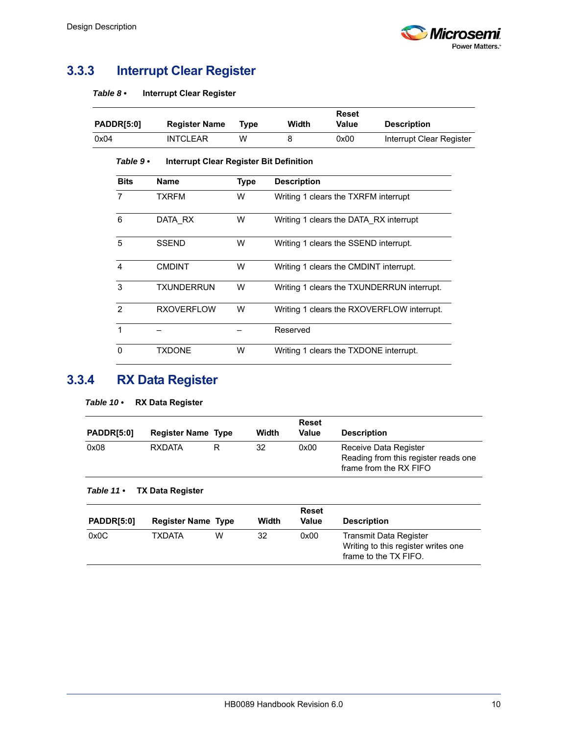## 3.3.3 Interrupt Clear Register

*Table 8 •* **Interrupt Clear Register**

| PADDR[5:0] | Register Name | Type | Width | Reset Value | Description |
|---|---|---|---|---|---|
| 0x04 | INTCLEAR | W | 8 | 0x00 | Interrupt Clear Register |

*Table 9 •* **Interrupt Clear Register Bit Definition**

| Bits | Name | Type | Description |
|---|---|---|---|
| 7 | TXRFM | W | Writing 1 clears the TXRFM interrupt |
| 6 | DATA_RX | W | Writing 1 clears the DATA_RX interrupt |
| 5 | SSEND | W | Writing 1 clears the SSEND interrupt. |
| 4 | CMDINT | W | Writing 1 clears the CMDINT interrupt. |
| 3 | TXUNDERRUN | W | Writing 1 clears the TXUNDERRUN interrupt. |
| 2 | RXOVERFLOW | W | Writing 1 clears the RXOVERFLOW interrupt. |
| 1 | – | – | Reserved |
| 0 | TXDONE | W | Writing 1 clears the TXDONE interrupt. |

## 3.3.4 RX Data Register

*Table 10 •* **RX Data Register**

| PADDR[5:0] | Register Name | Type | Width | Reset Value | Description |
|---|---|---|---|---|---|
| 0x08 | RXDATA | R | 32 | 0x00 | Receive Data Register<br>Reading from this register reads one frame from the RX FIFO |

*Table 11 •* **TX Data Register**

| PADDR[5:0] | Register Name | Type | Width | Reset Value | Description |
|---|---|---|---|---|---|
| 0x0C | TXDATA | W | 32 | 0x00 | Transmit Data Register<br>Writing to this register writes one frame to the TX FIFO. |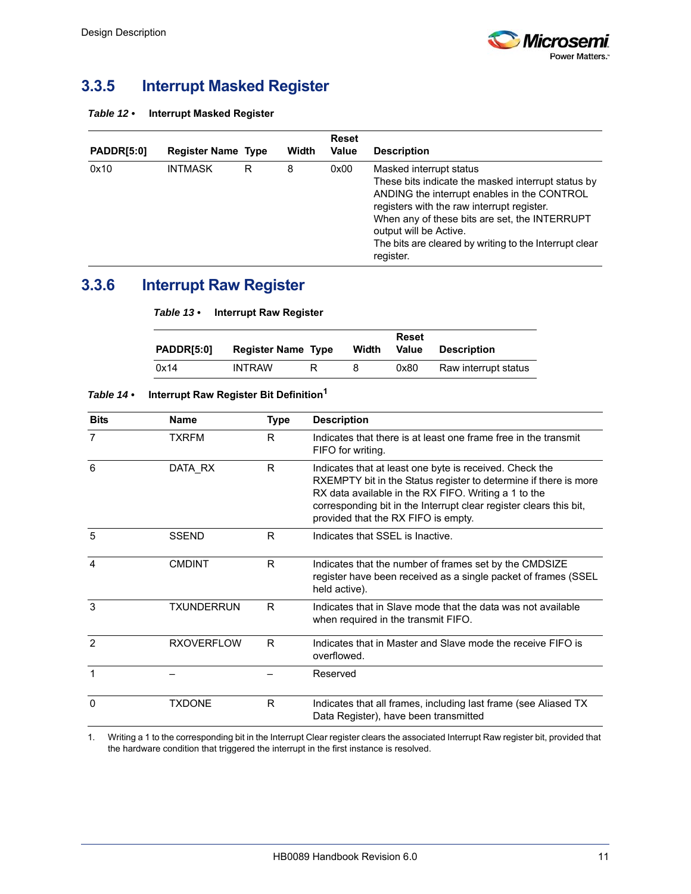## 3.3.5 Interrupt Masked Register

*Table 12 •* **Interrupt Masked Register**

| PADDR[5:0] | Register Name | Type | Width | Reset Value | Description |
|---|---|---|---|---|---|
| 0x10 | INTMASK | R | 8 | 0x00 | Masked interrupt status<br>These bits indicate the masked interrupt status by ANDING the interrupt enables in the CONTROL registers with the raw interrupt register.<br>When any of these bits are set, the INTERRUPT output will be Active.<br>The bits are cleared by writing to the Interrupt clear register. |

## 3.3.6 Interrupt Raw Register

*Table 13 •* **Interrupt Raw Register**

| PADDR[5:0] | Register Name | Type | Width | Reset Value | Description |
|---|---|---|---|---|---|
| 0x14 | INTRAW | R | 8 | 0x80 | Raw interrupt status |

*Table 14 •* **Interrupt Raw Register Bit Definition**[1]

| Bits | Name | Type | Description |
|---|---|---|---|
| 7 | TXRFM | R | Indicates that there is at least one frame free in the transmit FIFO for writing. |
| 6 | DATA_RX | R | Indicates that at least one byte is received. Check the RXEMPTY bit in the Status register to determine if there is more RX data available in the RX FIFO. Writing a 1 to the corresponding bit in the Interrupt clear register clears this bit, provided that the RX FIFO is empty. |
| 5 | SSEND | R | Indicates that SSEL is Inactive. |
| 4 | CMDINT | R | Indicates that the number of frames set by the CMDSIZE register have been received as a single packet of frames (SSEL held active). |
| 3 | TXUNDERRUN | R | Indicates that in Slave mode that the data was not available when required in the transmit FIFO. |
| 2 | RXOVERFLOW | R | Indicates that in Master and Slave mode the receive FIFO is overflowed. |
| 1 | – | – | Reserved |
| 0 | TXDONE | R | Indicates that all frames, including last frame (see Aliased TX Data Register), have been transmitted |

1. Writing a 1 to the corresponding bit in the Interrupt Clear register clears the associated Interrupt Raw register bit, provided that the hardware condition that triggered the interrupt in the first instance is resolved.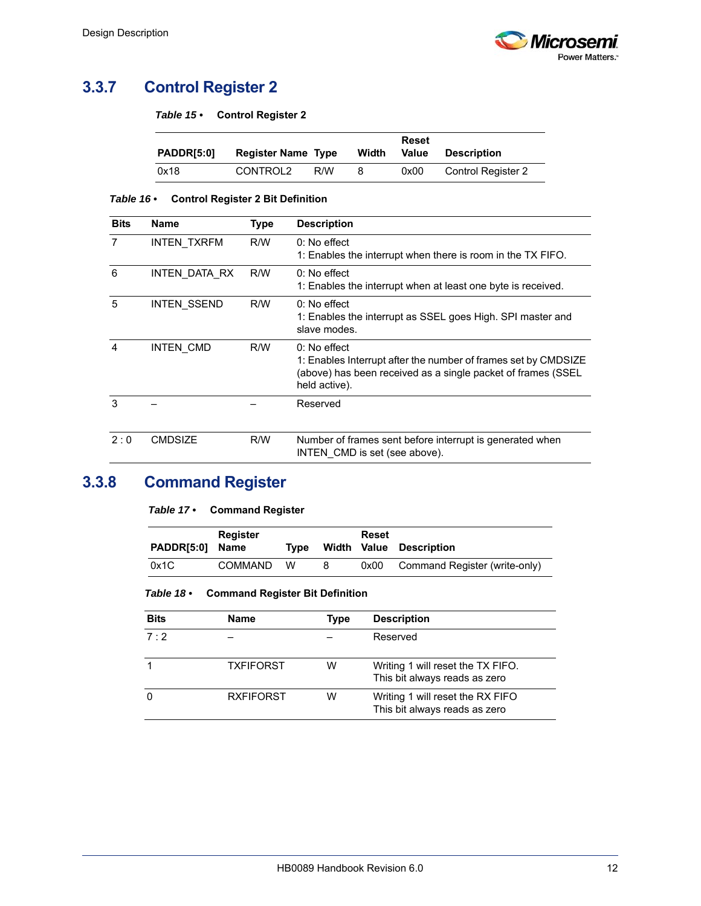### 3.3.7 Control Register 2

*Table 15 •* **Control Register 2**

| PADDR[5:0] | Register Name | Type | Width | Reset Value | Description |
|---|---|---|---|---|---|
| 0x18 | CONTROL2 | R/W | 8 | 0x00 | Control Register 2 |

*Table 16 •* **Control Register 2 Bit Definition**

| Bits | Name | Type | Description |
|---|---|---|---|
| 7 | INTEN_TXRFM | R/W | 0: No effect<br>1: Enables the interrupt when there is room in the TX FIFO. |
| 6 | INTEN_DATA_RX | R/W | 0: No effect<br>1: Enables the interrupt when at least one byte is received. |
| 5 | INTEN_SSEND | R/W | 0: No effect<br>1: Enables the interrupt as SSEL goes High. SPI master and slave modes. |
| 4 | INTEN_CMD | R/W | 0: No effect<br>1: Enables Interrupt after the number of frames set by CMDSIZE (above) has been received as a single packet of frames (SSEL held active). |
| 3 | – | – | Reserved |
| 2 : 0 | CMDSIZE | R/W | Number of frames sent before interrupt is generated when INTEN_CMD is set (see above). |

### 3.3.8 Command Register

*Table 17 •* **Command Register**

| PADDR[5:0] | Register Name | Type | Width | Reset Value | Description |
|---|---|---|---|---|---|
| 0x1C | COMMAND | W | 8 | 0x00 | Command Register (write-only) |

*Table 18 •* **Command Register Bit Definition**

| Bits | Name | Type | Description |
|---|---|---|---|
| 7 : 2 | – | – | Reserved |
| 1 | TXFIFORST | W | Writing 1 will reset the TX FIFO.<br>This bit always reads as zero |
| 0 | RXFIFORST | W | Writing 1 will reset the RX FIFO<br>This bit always reads as zero |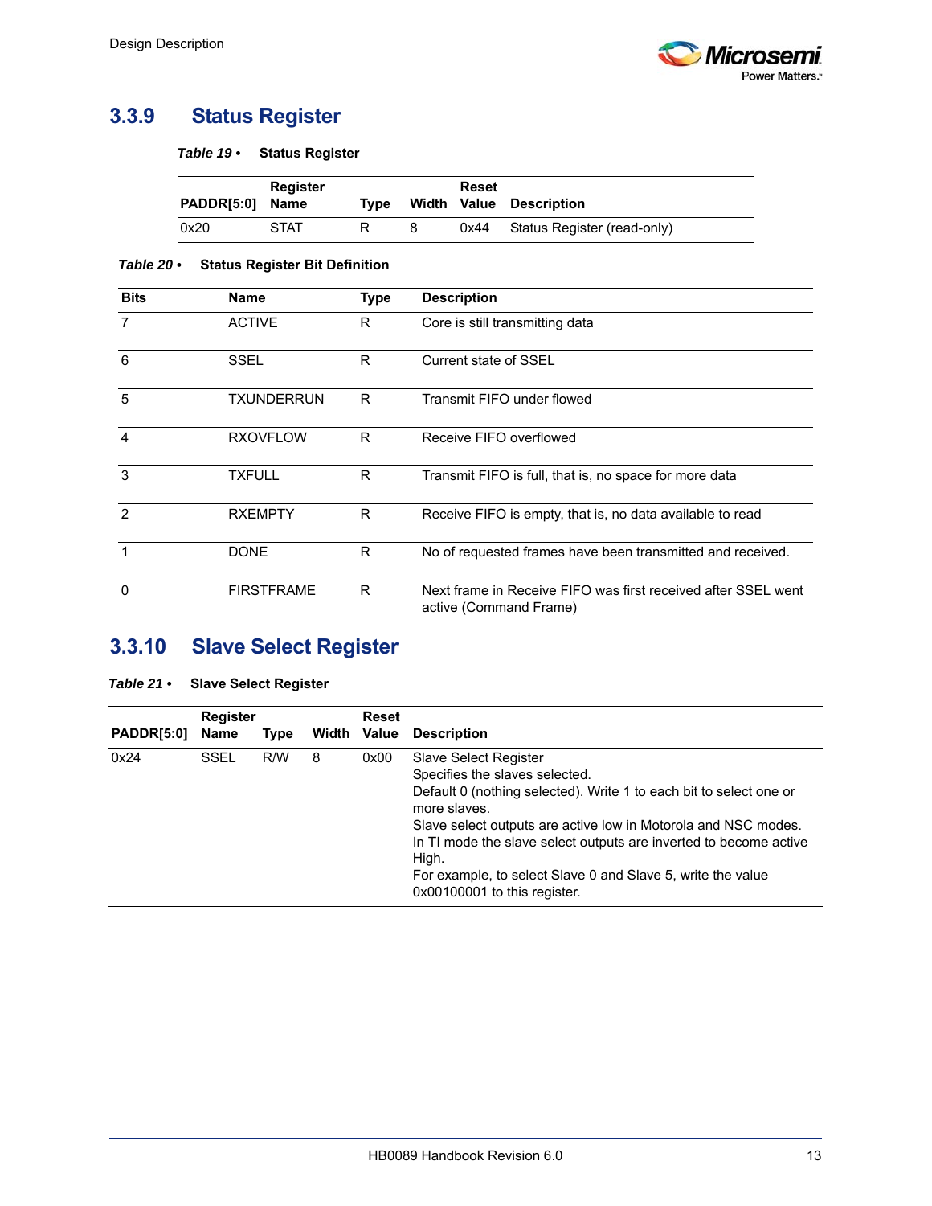## 3.3.9 Status Register

*Table 19 •* **Status Register**

| PADDR[5:0] | Register Name | Type | Width | Reset Value | Description |
|---|---|---|---|---|---|
| 0x20 | STAT | R | 8 | 0x44 | Status Register (read-only) |

*Table 20 •* **Status Register Bit Definition**

| Bits | Name | Type | Description |
|---|---|---|---|
| 7 | ACTIVE | R | Core is still transmitting data |
| 6 | SSEL | R | Current state of SSEL |
| 5 | TXUNDERRUN | R | Transmit FIFO under flowed |
| 4 | RXOVFLOW | R | Receive FIFO overflowed |
| 3 | TXFULL | R | Transmit FIFO is full, that is, no space for more data |
| 2 | RXEMPTY | R | Receive FIFO is empty, that is, no data available to read |
| 1 | DONE | R | No of requested frames have been transmitted and received. |
| 0 | FIRSTFRAME | R | Next frame in Receive FIFO was first received after SSEL went active (Command Frame) |

## 3.3.10 Slave Select Register

*Table 21 •* **Slave Select Register**

| PADDR[5:0] | Register Name | Type | Width | Reset Value | Description |
|---|---|---|---|---|---|
| 0x24 | SSEL | R/W | 8 | 0x00 | Slave Select Register<br>Specifies the slaves selected.<br>Default 0 (nothing selected). Write 1 to each bit to select one or more slaves.<br>Slave select outputs are active low in Motorola and NSC modes. In TI mode the slave select outputs are inverted to become active High.<br>For example, to select Slave 0 and Slave 5, write the value 0x00100001 to this register. |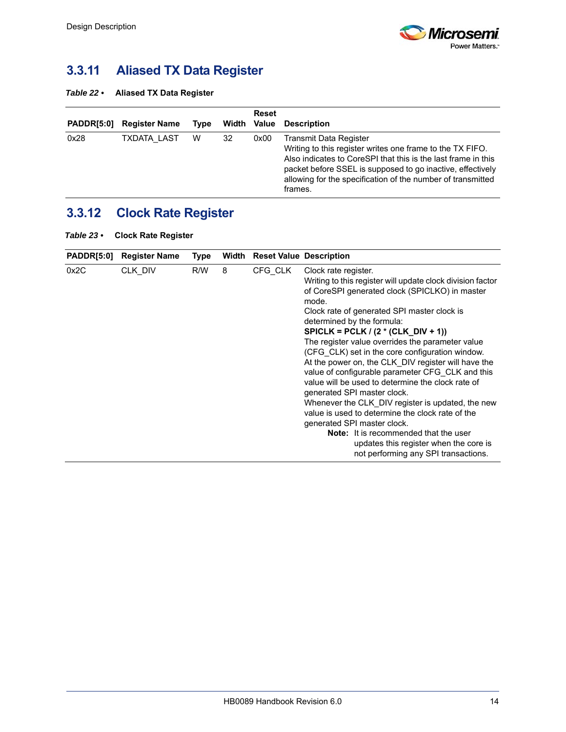## 3.3.11 Aliased TX Data Register

***Table 22 •*** **Aliased TX Data Register**

| PADDR[5:0] | Register Name | Type | Width | Reset Value | Description |
|---|---|---|---|---|---|
| 0x28 | TXDATA_LAST | W | 32 | 0x00 | Transmit Data Register<br>Writing to this register writes one frame to the TX FIFO. Also indicates to CoreSPI that this is the last frame in this packet before SSEL is supposed to go inactive, effectively allowing for the specification of the number of transmitted frames. |

## 3.3.12 Clock Rate Register

***Table 23 •*** **Clock Rate Register**

| PADDR[5:0] | Register Name | Type | Width | Reset Value | Description |
|---|---|---|---|---|---|
| 0x2C | CLK_DIV | R/W | 8 | CFG_CLK | Clock rate register.<br>Writing to this register will update clock division factor of CoreSPI generated clock (SPICLKO) in master mode.<br>Clock rate of generated SPI master clock is determined by the formula:<br>**SPICLK = PCLK / (2 * (CLK_DIV + 1))**<br>The register value overrides the parameter value (CFG_CLK) set in the core configuration window.<br>At the power on, the CLK_DIV register will have the value of configurable parameter CFG_CLK and this value will be used to determine the clock rate of generated SPI master clock.<br>Whenever the CLK_DIV register is updated, the new value is used to determine the clock rate of the generated SPI master clock.<br>**Note:** It is recommended that the user updates this register when the core is not performing any SPI transactions. |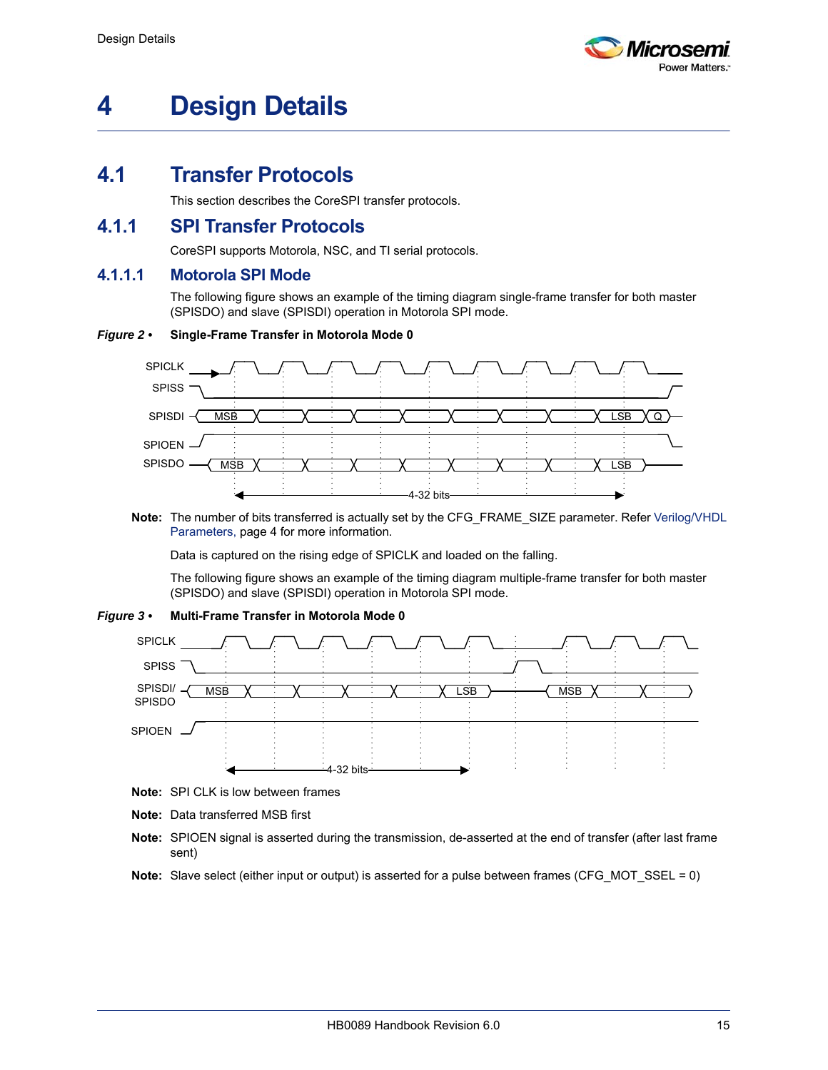// Design Details

# 4 Design Details

## 4.1 Transfer Protocols

This section describes the CoreSPI transfer protocols.

### 4.1.1 SPI Transfer Protocols

CoreSPI supports Motorola, NSC, and TI serial protocols.

#### 4.1.1.1 Motorola SPI Mode

The following figure shows an example of the timing diagram single-frame transfer for both master (SPISDO) and slave (SPISDI) operation in Motorola SPI mode.

***Figure 2 •*** **Single-Frame Transfer in Motorola Mode 0**

**Note:** The number of bits transferred is actually set by the CFG_FRAME_SIZE parameter. Refer Verilog/VHDL Parameters, page 4 for more information.

Data is captured on the rising edge of SPICLK and loaded on the falling.

The following figure shows an example of the timing diagram multiple-frame transfer for both master (SPISDO) and slave (SPISDI) operation in Motorola SPI mode.

***Figure 3 •*** **Multi-Frame Transfer in Motorola Mode 0**

**Note:** SPI CLK is low between frames

**Note:** Data transferred MSB first

**Note:** SPIOEN signal is asserted during the transmission, de-asserted at the end of transfer (after last frame sent)

**Note:** Slave select (either input or output) is asserted for a pulse between frames (CFG_MOT_SSEL = 0)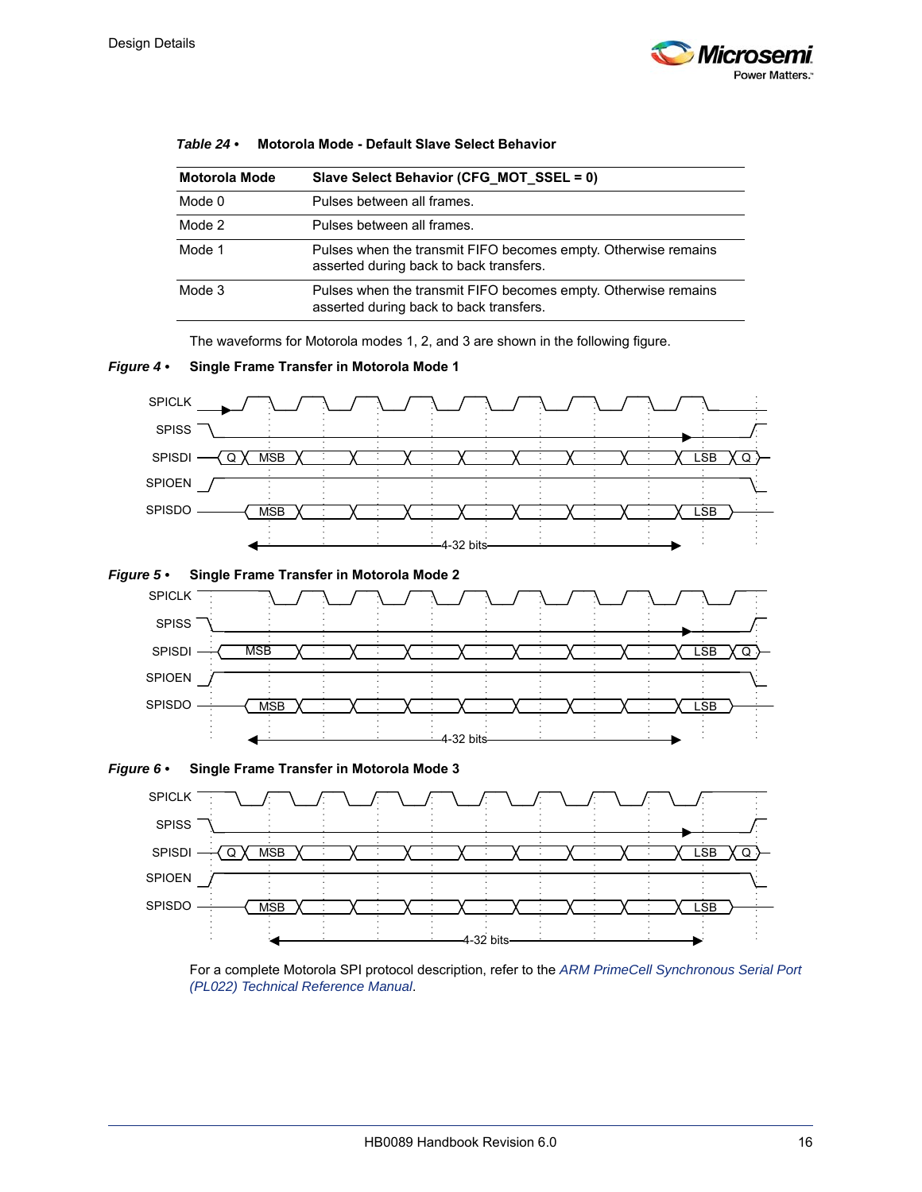*Table 24 •* **Motorola Mode - Default Slave Select Behavior**

| Motorola Mode | Slave Select Behavior (CFG_MOT_SSEL = 0) |
|---|---|
| Mode 0 | Pulses between all frames. |
| Mode 2 | Pulses between all frames. |
| Mode 1 | Pulses when the transmit FIFO becomes empty. Otherwise remains asserted during back to back transfers. |
| Mode 3 | Pulses when the transmit FIFO becomes empty. Otherwise remains asserted during back to back transfers. |

The waveforms for Motorola modes 1, 2, and 3 are shown in the following figure.

*Figure 4 •* **Single Frame Transfer in Motorola Mode 1**

*Figure 5 •* **Single Frame Transfer in Motorola Mode 2**

*Figure 6 •* **Single Frame Transfer in Motorola Mode 3**

For a complete Motorola SPI protocol description, refer to the *ARM PrimeCell Synchronous Serial Port (PL022) Technical Reference Manual*.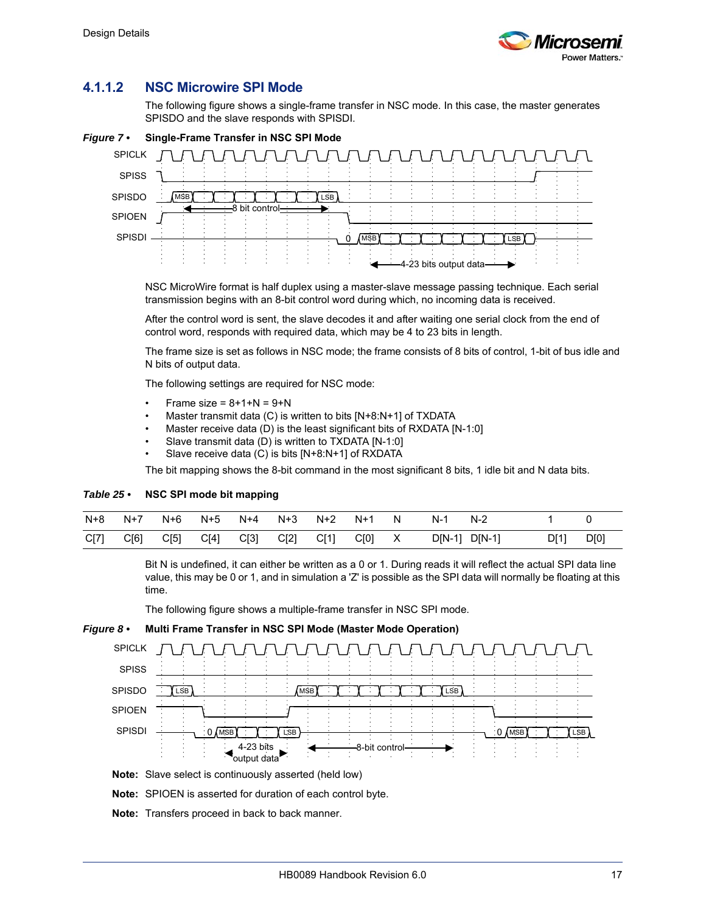### 4.1.1.2 NSC Microwire SPI Mode

The following figure shows a single-frame transfer in NSC mode. In this case, the master generates SPISDO and the slave responds with SPISDI.

*Figure 7 •* **Single-Frame Transfer in NSC SPI Mode**

NSC MicroWire format is half duplex using a master-slave message passing technique. Each serial transmission begins with an 8-bit control word during which, no incoming data is received.

After the control word is sent, the slave decodes it and after waiting one serial clock from the end of control word, responds with required data, which may be 4 to 23 bits in length.

The frame size is set as follows in NSC mode; the frame consists of 8 bits of control, 1-bit of bus idle and N bits of output data.

The following settings are required for NSC mode:

- Frame size = 8+1+N = 9+N
- Master transmit data (C) is written to bits [N+8:N+1] of TXDATA
- Master receive data (D) is the least significant bits of RXDATA [N-1:0]
- Slave transmit data (D) is written to TXDATA [N-1:0]
- Slave receive data (C) is bits [N+8:N+1] of RXDATA

The bit mapping shows the 8-bit command in the most significant 8 bits, 1 idle bit and N data bits.

*Table 25 •* **NSC SPI mode bit mapping**

| N+8 | N+7 | N+6 | N+5 | N+4 | N+3 | N+2 | N+1 | N | N-1 | N-2 | | 1 | 0 |
|---|---|---|---|---|---|---|---|---|---|---|---|---|---|
| C[7] | C[6] | C[5] | C[4] | C[3] | C[2] | C[1] | C[0] | X | D[N-1] | D[N-1] | | D[1] | D[0] |

Bit N is undefined, it can either be written as a 0 or 1. During reads it will reflect the actual SPI data line value, this may be 0 or 1, and in simulation a 'Z' is possible as the SPI data will normally be floating at this time.

The following figure shows a multiple-frame transfer in NSC SPI mode.

*Figure 8 •* **Multi Frame Transfer in NSC SPI Mode (Master Mode Operation)**

**Note:** Slave select is continuously asserted (held low)

**Note:** SPIOEN is asserted for duration of each control byte.

**Note:** Transfers proceed in back to back manner.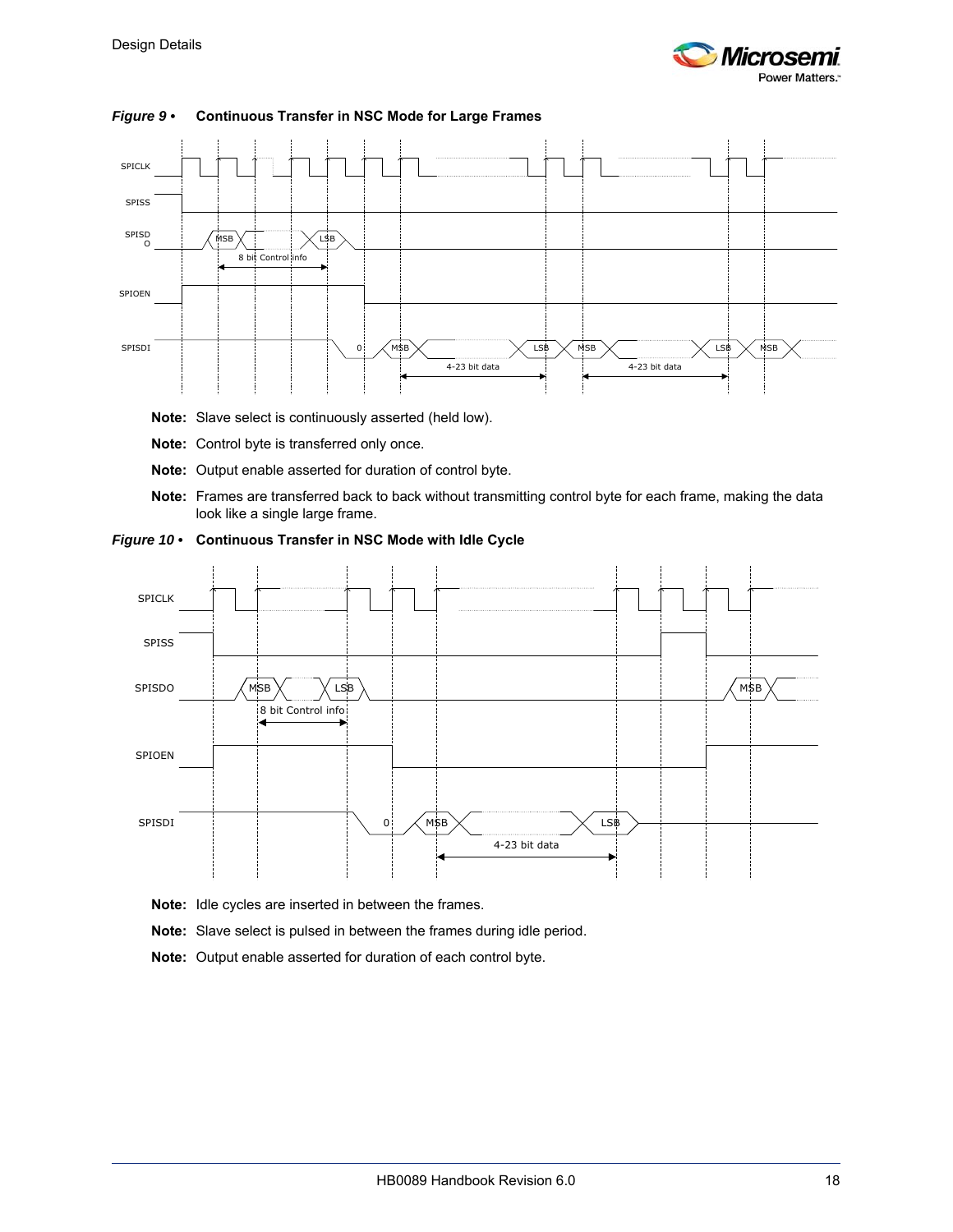***Figure 9 •*** **Continuous Transfer in NSC Mode for Large Frames**

**Note:** Slave select is continuously asserted (held low).

**Note:** Control byte is transferred only once.

**Note:** Output enable asserted for duration of control byte.

**Note:** Frames are transferred back to back without transmitting control byte for each frame, making the data look like a single large frame.

***Figure 10 •*** **Continuous Transfer in NSC Mode with Idle Cycle**

**Note:** Idle cycles are inserted in between the frames.

**Note:** Slave select is pulsed in between the frames during idle period.

**Note:** Output enable asserted for duration of each control byte.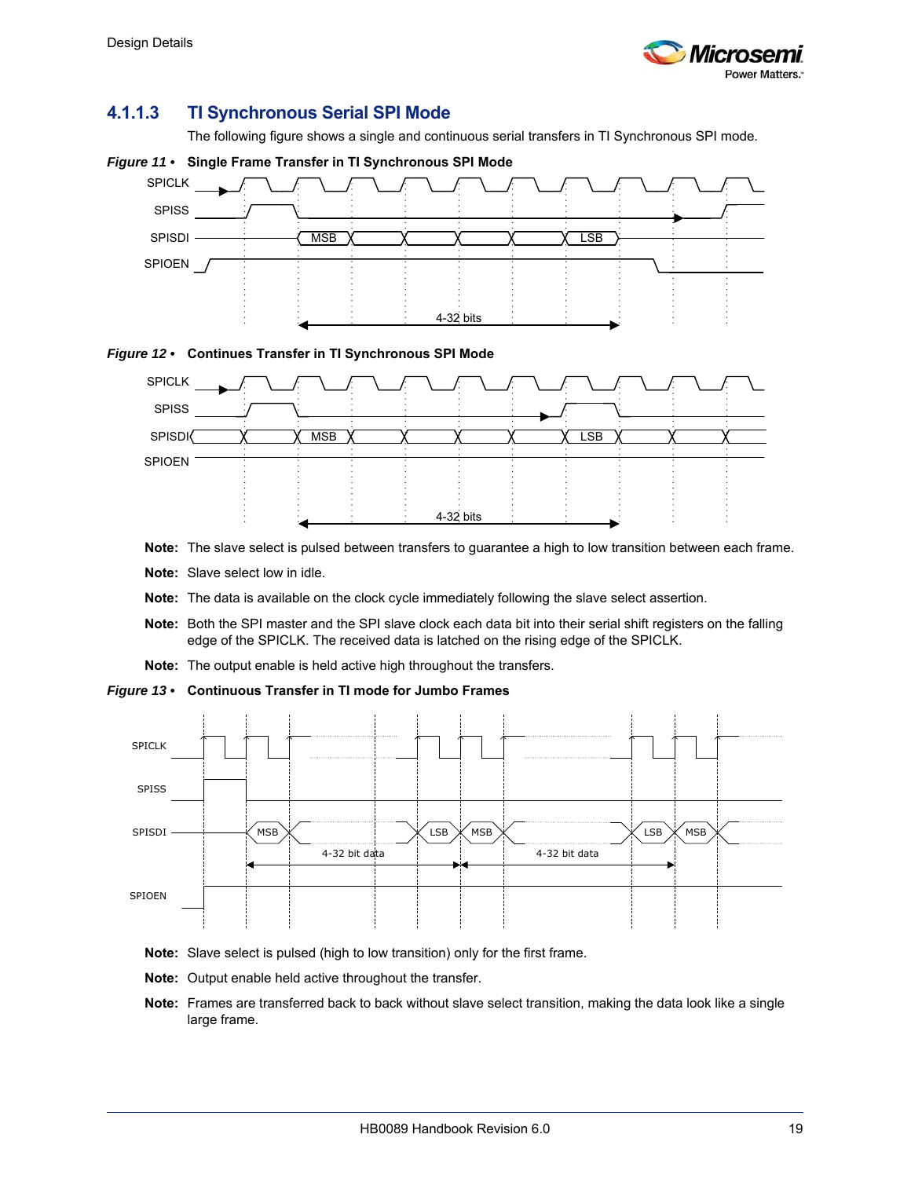### 4.1.1.3 TI Synchronous Serial SPI Mode

The following figure shows a single and continuous serial transfers in TI Synchronous SPI mode.

*Figure 11 •* **Single Frame Transfer in TI Synchronous SPI Mode**

*Figure 12 •* **Continues Transfer in TI Synchronous SPI Mode**

**Note:** The slave select is pulsed between transfers to guarantee a high to low transition between each frame.

**Note:** Slave select low in idle.

**Note:** The data is available on the clock cycle immediately following the slave select assertion.

**Note:** Both the SPI master and the SPI slave clock each data bit into their serial shift registers on the falling edge of the SPICLK. The received data is latched on the rising edge of the SPICLK.

**Note:** The output enable is held active high throughout the transfers.

*Figure 13 •* **Continuous Transfer in TI mode for Jumbo Frames**

**Note:** Slave select is pulsed (high to low transition) only for the first frame.

**Note:** Output enable held active throughout the transfer.

**Note:** Frames are transferred back to back without slave select transition, making the data look like a single large frame.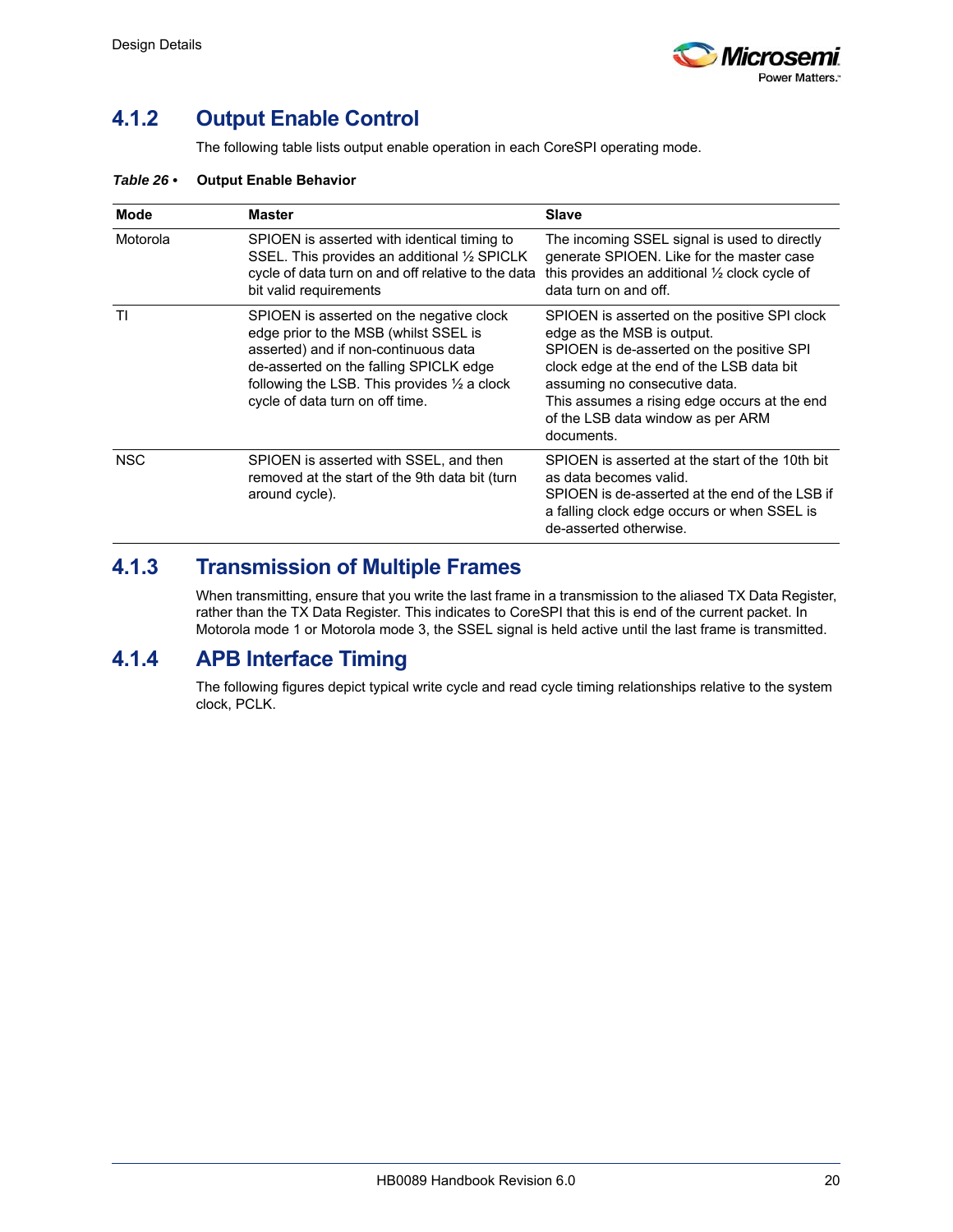### 4.1.2 Output Enable Control

The following table lists output enable operation in each CoreSPI operating mode.

*Table 26 •* **Output Enable Behavior**

| Mode | Master | Slave |
|---|---|---|
| Motorola | SPIOEN is asserted with identical timing to SSEL. This provides an additional ½ SPICLK cycle of data turn on and off relative to the data bit valid requirements | The incoming SSEL signal is used to directly generate SPIOEN. Like for the master case this provides an additional ½ clock cycle of data turn on and off. |
| TI | SPIOEN is asserted on the negative clock edge prior to the MSB (whilst SSEL is asserted) and if non-continuous data de-asserted on the falling SPICLK edge following the LSB. This provides ½ a clock cycle of data turn on off time. | SPIOEN is asserted on the positive SPI clock edge as the MSB is output.<br>SPIOEN is de-asserted on the positive SPI clock edge at the end of the LSB data bit assuming no consecutive data.<br>This assumes a rising edge occurs at the end of the LSB data window as per ARM documents. |
| NSC | SPIOEN is asserted with SSEL, and then removed at the start of the 9th data bit (turn around cycle). | SPIOEN is asserted at the start of the 10th bit as data becomes valid.<br>SPIOEN is de-asserted at the end of the LSB if a falling clock edge occurs or when SSEL is de-asserted otherwise. |

### 4.1.3 Transmission of Multiple Frames

When transmitting, ensure that you write the last frame in a transmission to the aliased TX Data Register, rather than the TX Data Register. This indicates to CoreSPI that this is end of the current packet. In Motorola mode 1 or Motorola mode 3, the SSEL signal is held active until the last frame is transmitted.

### 4.1.4 APB Interface Timing

The following figures depict typical write cycle and read cycle timing relationships relative to the system clock, PCLK.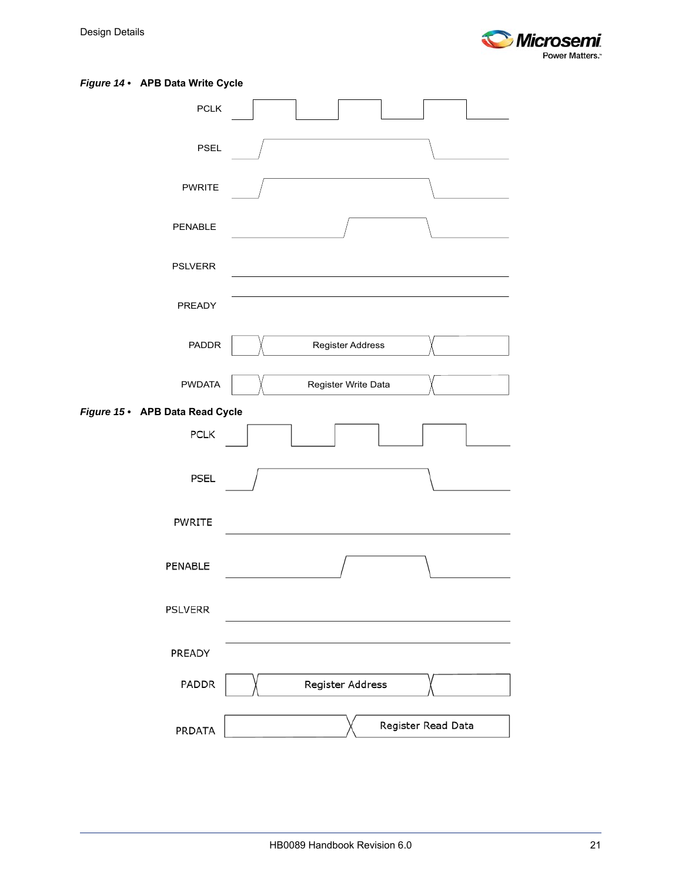*Figure 14 •* **APB Data Write Cycle**

PCLK

PSEL

PWRITE

PENABLE

PSLVERR

PREADY

PADDR Register Address

PWDATA Register Write Data

*Figure 15 •* **APB Data Read Cycle**

PCLK

PSEL

PWRITE

PENABLE

PSLVERR

PREADY

PADDR Register Address

PRDATA Register Read Data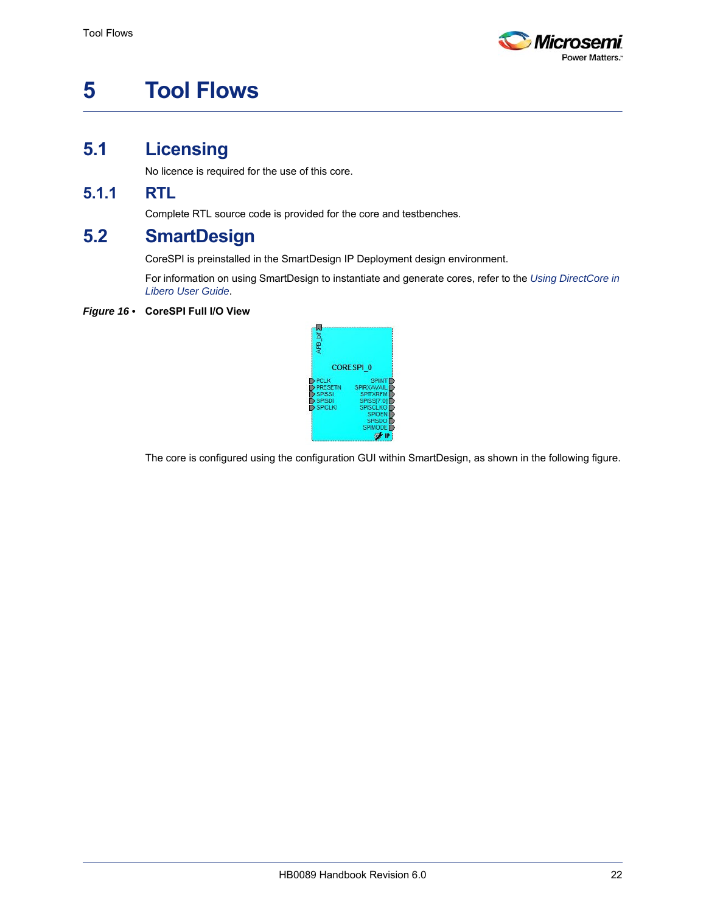# 5 Tool Flows

## 5.1 Licensing

No licence is required for the use of this core.

### 5.1.1 RTL

Complete RTL source code is provided for the core and testbenches.

## 5.2 SmartDesign

CoreSPI is preinstalled in the SmartDesign IP Deployment design environment.

For information on using SmartDesign to instantiate and generate cores, refer to the *Using DirectCore in Libero User Guide*.

***Figure 16 •*** **CoreSPI Full I/O View**

The core is configured using the configuration GUI within SmartDesign, as shown in the following figure.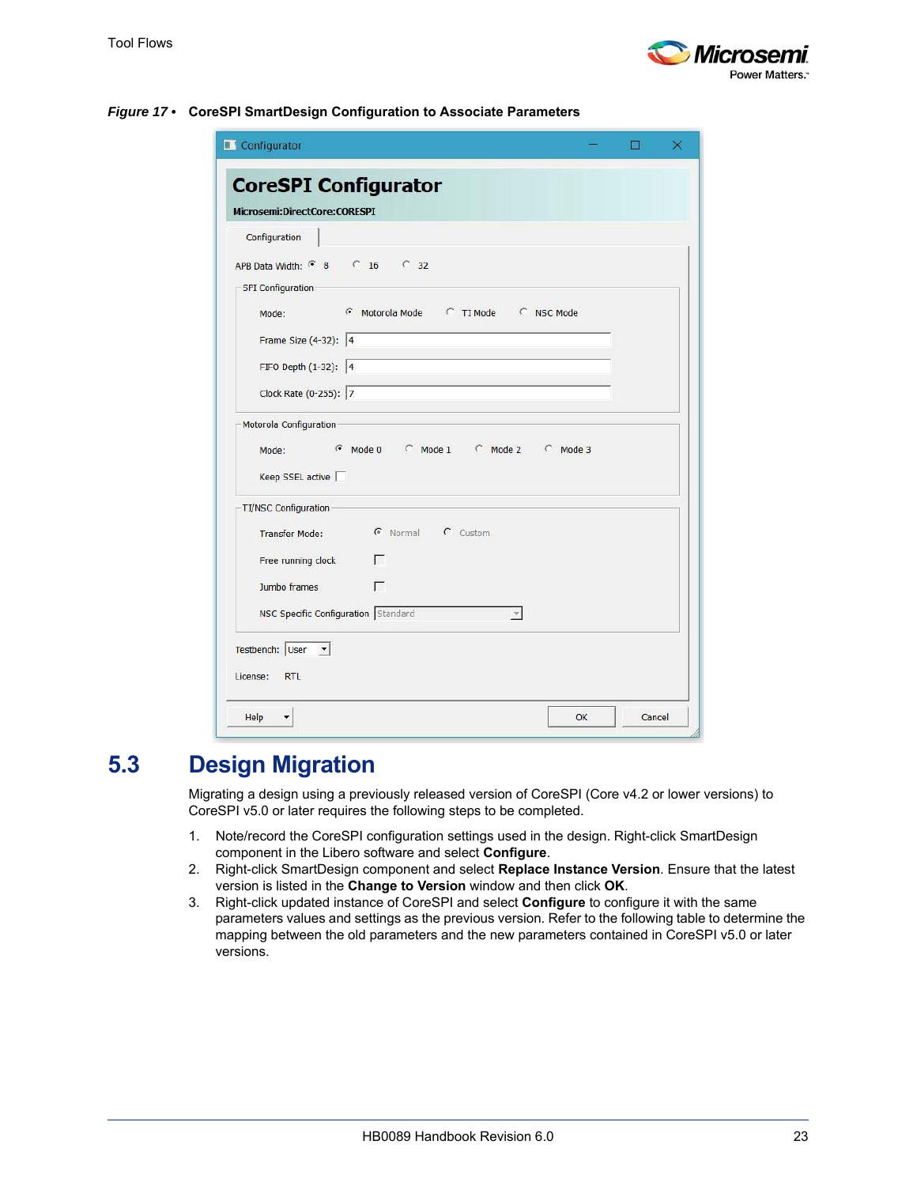*Figure 17 •* **CoreSPI SmartDesign Configuration to Associate Parameters**

## 5.3 Design Migration

Migrating a design using a previously released version of CoreSPI (Core v4.2 or lower versions) to CoreSPI v5.0 or later requires the following steps to be completed.

1. Note/record the CoreSPI configuration settings used in the design. Right-click SmartDesign component in the Libero software and select **Configure**.
2. Right-click SmartDesign component and select **Replace Instance Version**. Ensure that the latest version is listed in the **Change to Version** window and then click **OK**.
3. Right-click updated instance of CoreSPI and select **Configure** to configure it with the same parameters values and settings as the previous version. Refer to the following table to determine the mapping between the old parameters and the new parameters contained in CoreSPI v5.0 or later versions.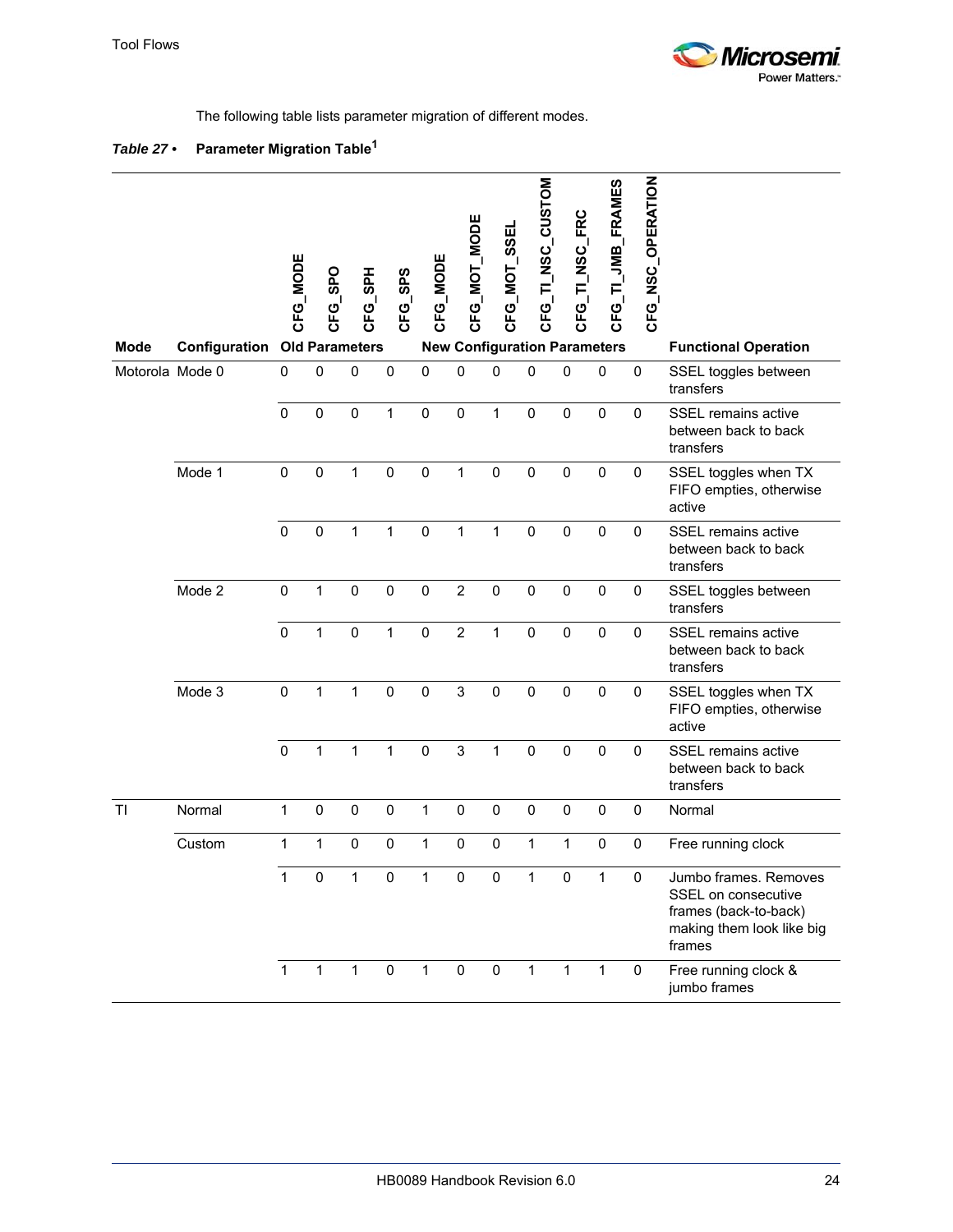The following table lists parameter migration of different modes.

***Table 27 •*** **Parameter Migration Table[1]**

| Mode | Configuration | Old Parameters | | | | New Configuration Parameters | | | | | | | Functional Operation |
|---|---|---|---|---|---|---|---|---|---|---|---|---|---|
| | | CFG_MODE | CFG_SPO | CFG_SPH | CFG_SPS | CFG_MODE | CFG_MOT_MODE | CFG_MOT_SSEL | CFG_TI_NSC_CUSTOM | CFG_TI_NSC_FRC | CFG_TI_JMB_FRAMES | CFG_NSC_OPERATION | |
| Motorola | Mode 0 | 0 | 0 | 0 | 0 | 0 | 0 | 0 | 0 | 0 | 0 | 0 | SSEL toggles between transfers |
| | | 0 | 0 | 0 | 1 | 0 | 0 | 1 | 0 | 0 | 0 | 0 | SSEL remains active between back to back transfers |
| | Mode 1 | 0 | 0 | 1 | 0 | 0 | 1 | 0 | 0 | 0 | 0 | 0 | SSEL toggles when TX FIFO empties, otherwise active |
| | | 0 | 0 | 1 | 1 | 0 | 1 | 1 | 0 | 0 | 0 | 0 | SSEL remains active between back to back transfers |
| | Mode 2 | 0 | 1 | 0 | 0 | 0 | 2 | 0 | 0 | 0 | 0 | 0 | SSEL toggles between transfers |
| | | 0 | 1 | 0 | 1 | 0 | 2 | 1 | 0 | 0 | 0 | 0 | SSEL remains active between back to back transfers |
| | Mode 3 | 0 | 1 | 1 | 0 | 0 | 3 | 0 | 0 | 0 | 0 | 0 | SSEL toggles when TX FIFO empties, otherwise active |
| | | 0 | 1 | 1 | 1 | 0 | 3 | 1 | 0 | 0 | 0 | 0 | SSEL remains active between back to back transfers |
| TI | Normal | 1 | 0 | 0 | 0 | 1 | 0 | 0 | 0 | 0 | 0 | 0 | Normal |
| | Custom | 1 | 1 | 0 | 0 | 1 | 0 | 0 | 1 | 1 | 0 | 0 | Free running clock |
| | | 1 | 0 | 1 | 0 | 1 | 0 | 0 | 1 | 0 | 1 | 0 | Jumbo frames. Removes SSEL on consecutive frames (back-to-back) making them look like big frames |
| | | 1 | 1 | 1 | 0 | 1 | 0 | 0 | 1 | 1 | 1 | 0 | Free running clock & jumbo frames |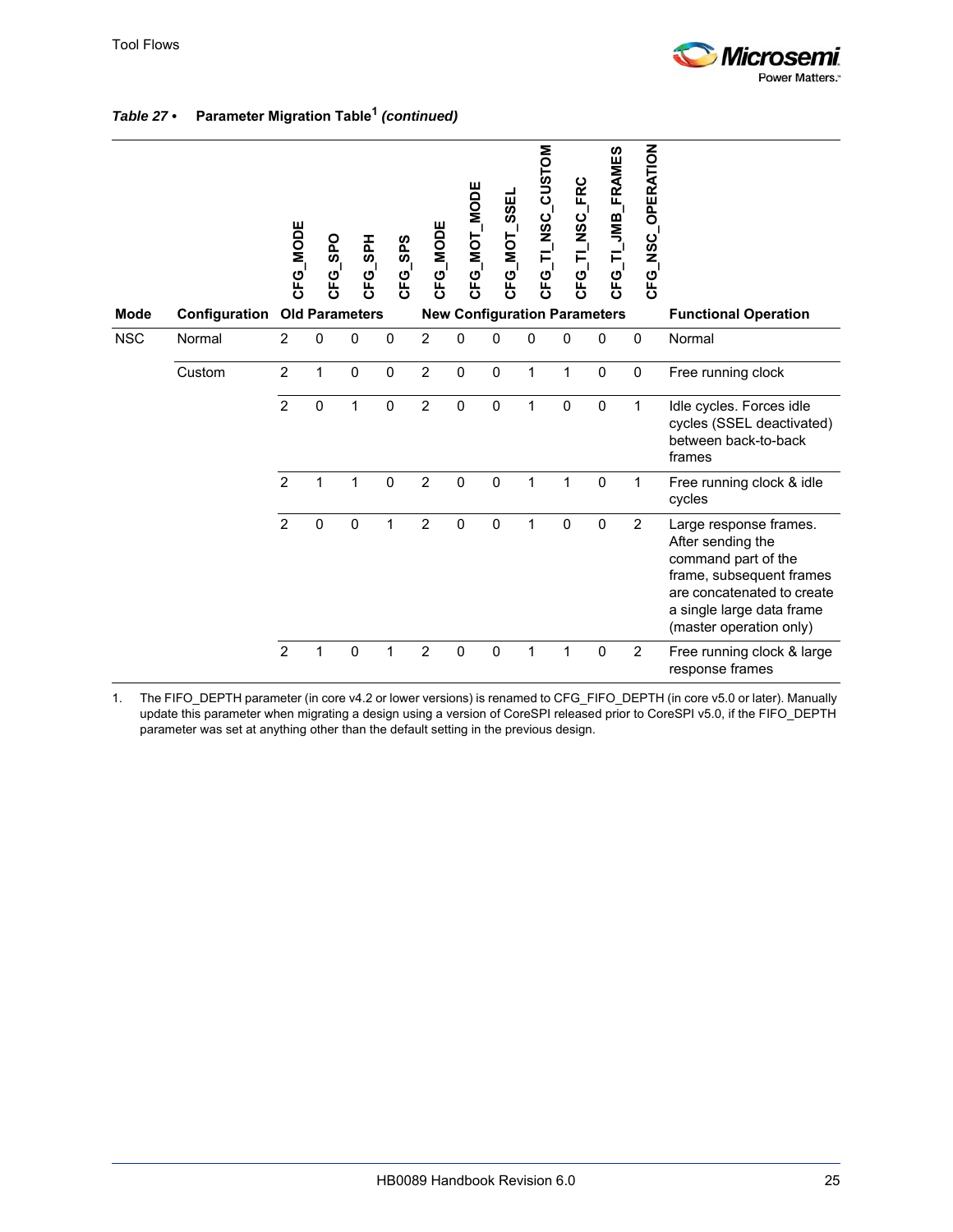*Table 27 •* **Parameter Migration Table[1]** ***(continued)***

| Mode | Configuration | CFG_MODE | CFG_SPO | CFG_SPH | CFG_SPS | CFG_MODE | CFG_MOT_MODE | CFG_MOT_SSEL | CFG_TI_NSC_CUSTOM | CFG_TI_NSC_FRC | CFG_TI_JMB_FRAMES | CFG_NSC_OPERATION | Functional Operation |
|---|---|---|---|---|---|---|---|---|---|---|---|---|---|
| | | **Old Parameters** | | | | **New Configuration Parameters** | | | | | | | |
| NSC | Normal | 2 | 0 | 0 | 0 | 2 | 0 | 0 | 0 | 0 | 0 | 0 | Normal |
| | Custom | 2 | 1 | 0 | 0 | 2 | 0 | 0 | 1 | 1 | 0 | 0 | Free running clock |
| | | 2 | 0 | 1 | 0 | 2 | 0 | 0 | 1 | 0 | 0 | 1 | Idle cycles. Forces idle cycles (SSEL deactivated) between back-to-back frames |
| | | 2 | 1 | 1 | 0 | 2 | 0 | 0 | 1 | 1 | 0 | 1 | Free running clock & idle cycles |
| | | 2 | 0 | 0 | 1 | 2 | 0 | 0 | 1 | 0 | 0 | 2 | Large response frames. After sending the command part of the frame, subsequent frames are concatenated to create a single large data frame (master operation only) |
| | | 2 | 1 | 0 | 1 | 2 | 0 | 0 | 1 | 1 | 0 | 2 | Free running clock & large response frames |

1. The FIFO_DEPTH parameter (in core v4.2 or lower versions) is renamed to CFG_FIFO_DEPTH (in core v5.0 or later). Manually update this parameter when migrating a design using a version of CoreSPI released prior to CoreSPI v5.0, if the FIFO_DEPTH parameter was set at anything other than the default setting in the previous design.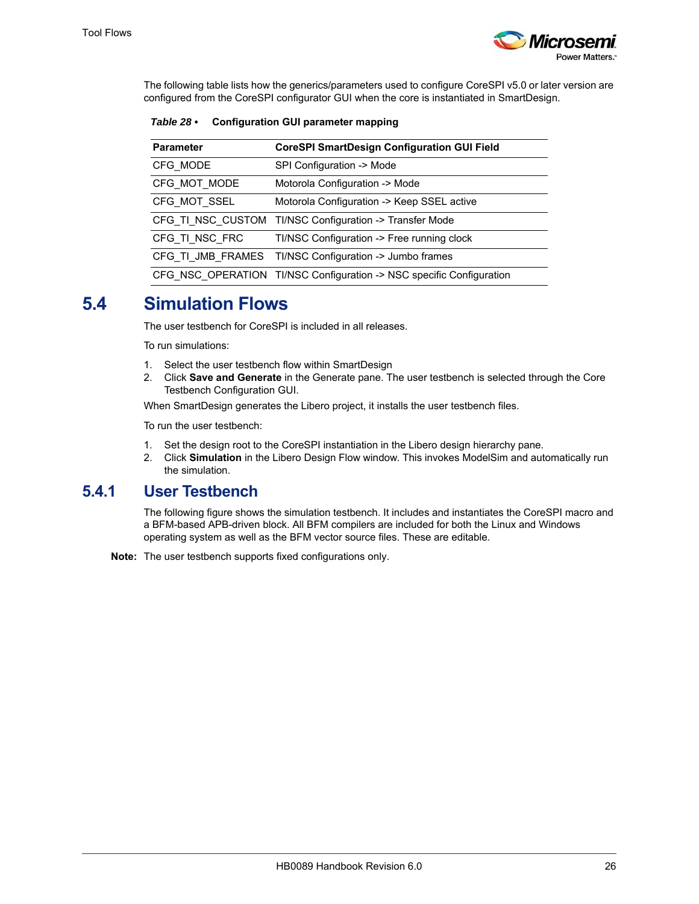The following table lists how the generics/parameters used to configure CoreSPI v5.0 or later version are configured from the CoreSPI configurator GUI when the core is instantiated in SmartDesign.

*Table 28 •* **Configuration GUI parameter mapping**

| Parameter | CoreSPI SmartDesign Configuration GUI Field |
|---|---|
| CFG_MODE | SPI Configuration -> Mode |
| CFG_MOT_MODE | Motorola Configuration -> Mode |
| CFG_MOT_SSEL | Motorola Configuration -> Keep SSEL active |
| CFG_TI_NSC_CUSTOM | TI/NSC Configuration -> Transfer Mode |
| CFG_TI_NSC_FRC | TI/NSC Configuration -> Free running clock |
| CFG_TI_JMB_FRAMES | TI/NSC Configuration -> Jumbo frames |
| CFG_NSC_OPERATION | TI/NSC Configuration -> NSC specific Configuration |

## 5.4 Simulation Flows

The user testbench for CoreSPI is included in all releases.

To run simulations:

1. Select the user testbench flow within SmartDesign
2. Click **Save and Generate** in the Generate pane. The user testbench is selected through the Core Testbench Configuration GUI.

When SmartDesign generates the Libero project, it installs the user testbench files.

To run the user testbench:

1. Set the design root to the CoreSPI instantiation in the Libero design hierarchy pane.
2. Click **Simulation** in the Libero Design Flow window. This invokes ModelSim and automatically run the simulation.

### 5.4.1 User Testbench

The following figure shows the simulation testbench. It includes and instantiates the CoreSPI macro and a BFM-based APB-driven block. All BFM compilers are included for both the Linux and Windows operating system as well as the BFM vector source files. These are editable.

**Note:** The user testbench supports fixed configurations only.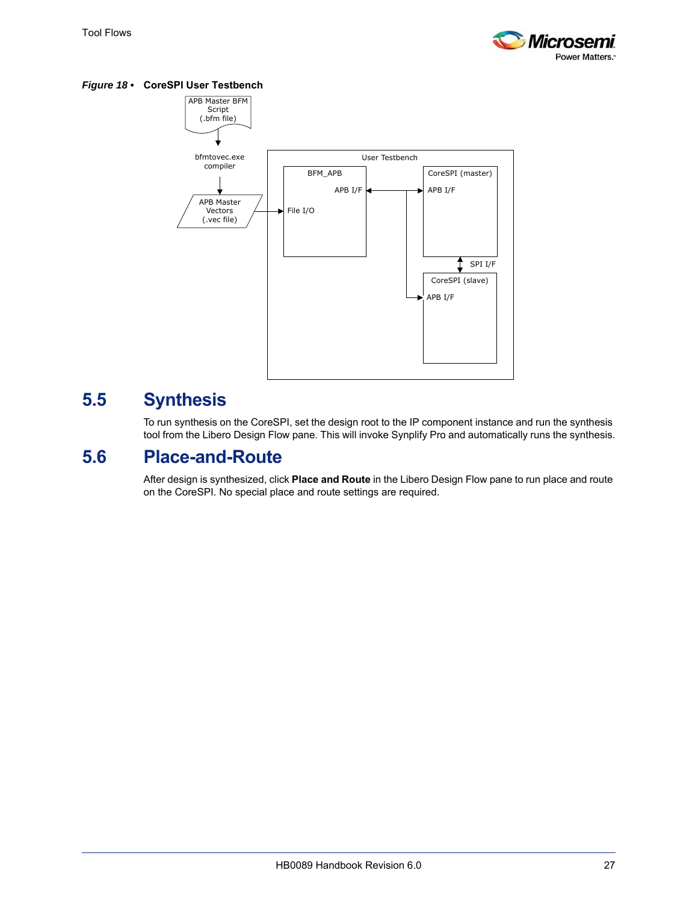*Figure 18 •* **CoreSPI User Testbench**

## 5.5 Synthesis

To run synthesis on the CoreSPI, set the design root to the IP component instance and run the synthesis tool from the Libero Design Flow pane. This will invoke Synplify Pro and automatically runs the synthesis.

## 5.6 Place-and-Route

After design is synthesized, click **Place and Route** in the Libero Design Flow pane to run place and route on the CoreSPI. No special place and route settings are required.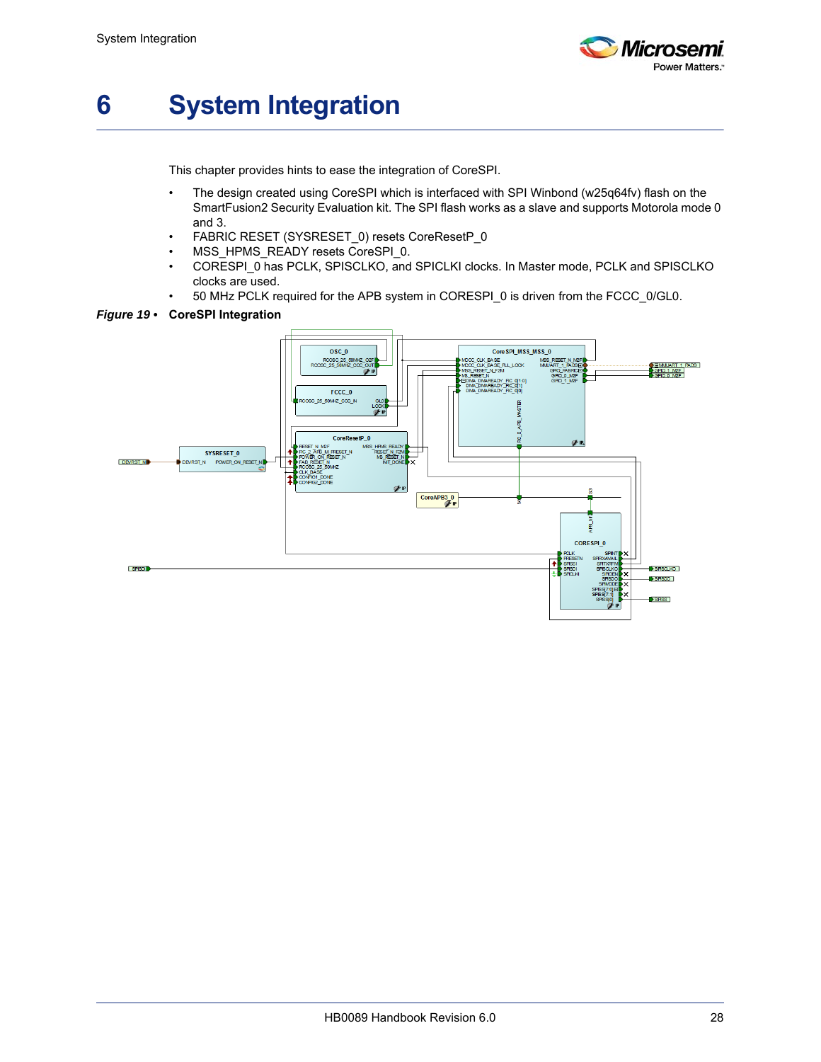# 6 System Integration

This chapter provides hints to ease the integration of CoreSPI.

- The design created using CoreSPI which is interfaced with SPI Winbond (w25q64fv) flash on the SmartFusion2 Security Evaluation kit. The SPI flash works as a slave and supports Motorola mode 0 and 3.
- FABRIC RESET (SYSRESET_0) resets CoreResetP_0
- MSS_HPMS_READY resets CoreSPI_0.
- CORESPI_0 has PCLK, SPISCLKO, and SPICLKI clocks. In Master mode, PCLK and SPISCLKO clocks are used.
- 50 MHz PCLK required for the APB system in CORESPI_0 is driven from the FCCC_0/GL0.

*Figure 19 •* **CoreSPI Integration**